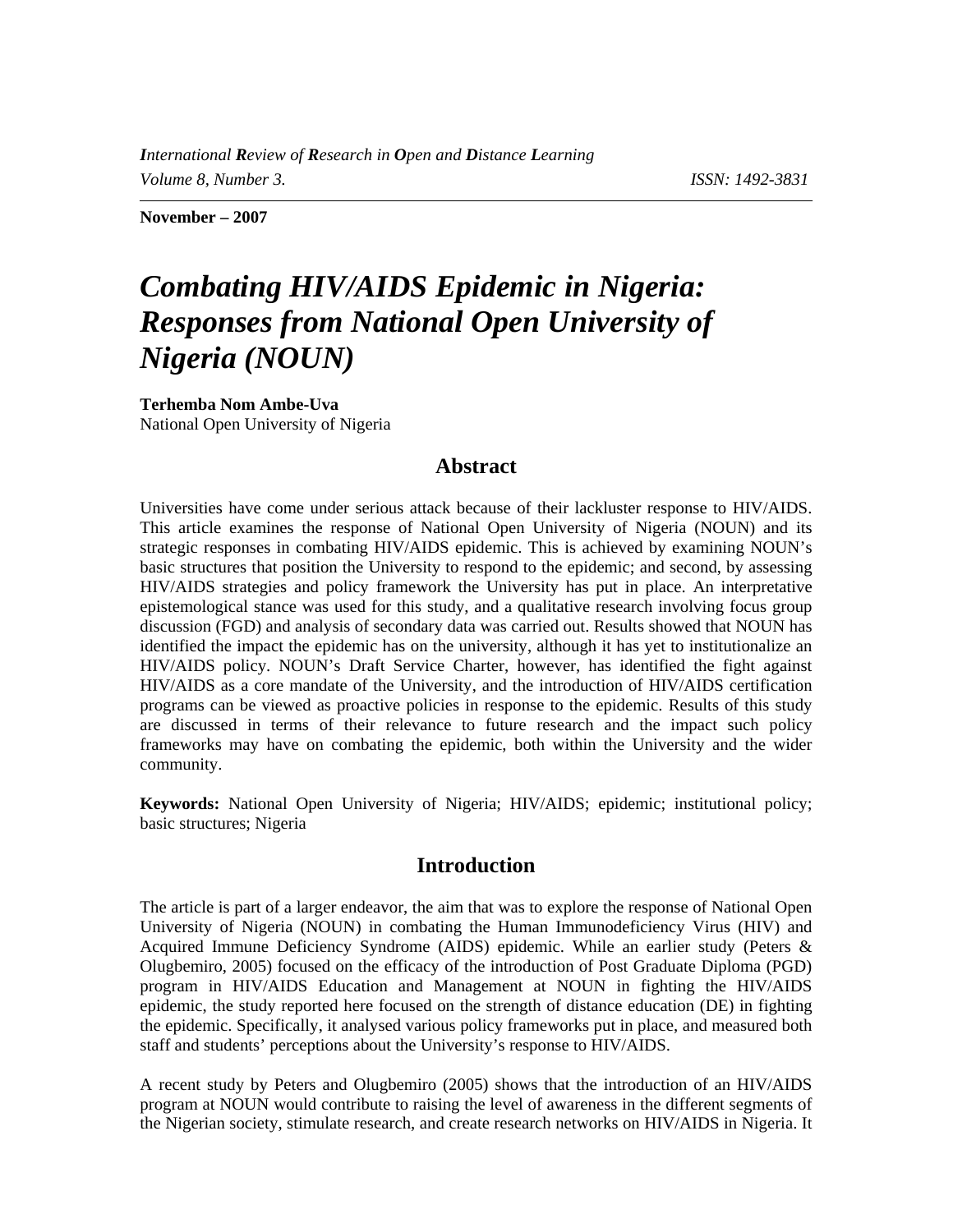*International Review of Research in Open and Distance Learning*
*Volume 8, Number 3.* *ISSN: 1492-3831*

**November – 2007**

# *Combating HIV/AIDS Epidemic in Nigeria: Responses from National Open University of Nigeria (NOUN)*

**Terhemba Nom Ambe-Uva**
National Open University of Nigeria

## Abstract

Universities have come under serious attack because of their lackluster response to HIV/AIDS. This article examines the response of National Open University of Nigeria (NOUN) and its strategic responses in combating HIV/AIDS epidemic. This is achieved by examining NOUN's basic structures that position the University to respond to the epidemic; and second, by assessing HIV/AIDS strategies and policy framework the University has put in place. An interpretative epistemological stance was used for this study, and a qualitative research involving focus group discussion (FGD) and analysis of secondary data was carried out. Results showed that NOUN has identified the impact the epidemic has on the university, although it has yet to institutionalize an HIV/AIDS policy. NOUN's Draft Service Charter, however, has identified the fight against HIV/AIDS as a core mandate of the University, and the introduction of HIV/AIDS certification programs can be viewed as proactive policies in response to the epidemic. Results of this study are discussed in terms of their relevance to future research and the impact such policy frameworks may have on combating the epidemic, both within the University and the wider community.

**Keywords:** National Open University of Nigeria; HIV/AIDS; epidemic; institutional policy; basic structures; Nigeria

## Introduction

The article is part of a larger endeavor, the aim that was to explore the response of National Open University of Nigeria (NOUN) in combating the Human Immunodeficiency Virus (HIV) and Acquired Immune Deficiency Syndrome (AIDS) epidemic. While an earlier study (Peters & Olugbemiro, 2005) focused on the efficacy of the introduction of Post Graduate Diploma (PGD) program in HIV/AIDS Education and Management at NOUN in fighting the HIV/AIDS epidemic, the study reported here focused on the strength of distance education (DE) in fighting the epidemic. Specifically, it analysed various policy frameworks put in place, and measured both staff and students' perceptions about the University's response to HIV/AIDS.

A recent study by Peters and Olugbemiro (2005) shows that the introduction of an HIV/AIDS program at NOUN would contribute to raising the level of awareness in the different segments of the Nigerian society, stimulate research, and create research networks on HIV/AIDS in Nigeria. It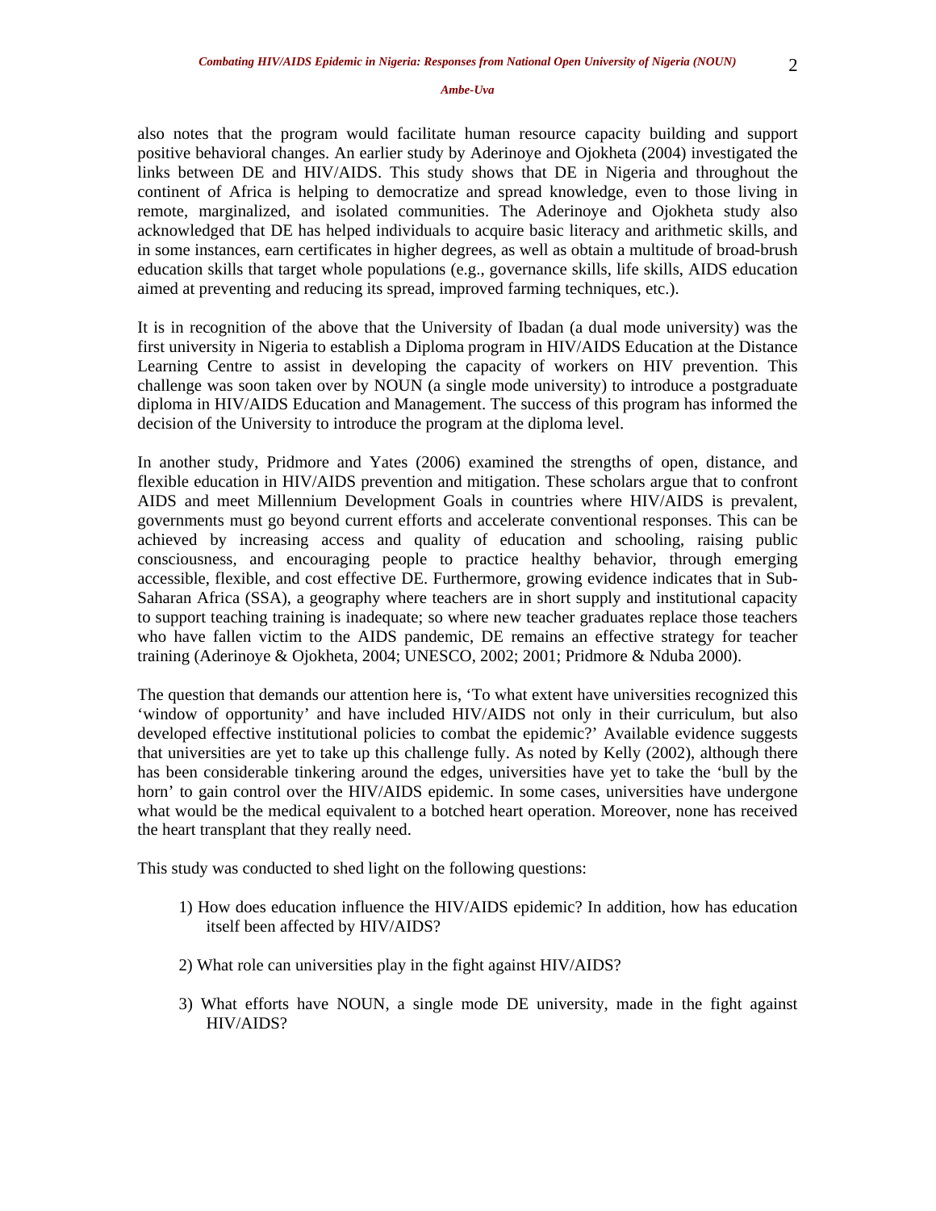also notes that the program would facilitate human resource capacity building and support positive behavioral changes. An earlier study by Aderinoye and Ojokheta (2004) investigated the links between DE and HIV/AIDS. This study shows that DE in Nigeria and throughout the continent of Africa is helping to democratize and spread knowledge, even to those living in remote, marginalized, and isolated communities. The Aderinoye and Ojokheta study also acknowledged that DE has helped individuals to acquire basic literacy and arithmetic skills, and in some instances, earn certificates in higher degrees, as well as obtain a multitude of broad-brush education skills that target whole populations (e.g., governance skills, life skills, AIDS education aimed at preventing and reducing its spread, improved farming techniques, etc.).

It is in recognition of the above that the University of Ibadan (a dual mode university) was the first university in Nigeria to establish a Diploma program in HIV/AIDS Education at the Distance Learning Centre to assist in developing the capacity of workers on HIV prevention. This challenge was soon taken over by NOUN (a single mode university) to introduce a postgraduate diploma in HIV/AIDS Education and Management. The success of this program has informed the decision of the University to introduce the program at the diploma level.

In another study, Pridmore and Yates (2006) examined the strengths of open, distance, and flexible education in HIV/AIDS prevention and mitigation. These scholars argue that to confront AIDS and meet Millennium Development Goals in countries where HIV/AIDS is prevalent, governments must go beyond current efforts and accelerate conventional responses. This can be achieved by increasing access and quality of education and schooling, raising public consciousness, and encouraging people to practice healthy behavior, through emerging accessible, flexible, and cost effective DE. Furthermore, growing evidence indicates that in Sub-Saharan Africa (SSA), a geography where teachers are in short supply and institutional capacity to support teaching training is inadequate; so where new teacher graduates replace those teachers who have fallen victim to the AIDS pandemic, DE remains an effective strategy for teacher training (Aderinoye & Ojokheta, 2004; UNESCO, 2002; 2001; Pridmore & Nduba 2000).

The question that demands our attention here is, 'To what extent have universities recognized this 'window of opportunity' and have included HIV/AIDS not only in their curriculum, but also developed effective institutional policies to combat the epidemic?' Available evidence suggests that universities are yet to take up this challenge fully. As noted by Kelly (2002), although there has been considerable tinkering around the edges, universities have yet to take the 'bull by the horn' to gain control over the HIV/AIDS epidemic. In some cases, universities have undergone what would be the medical equivalent to a botched heart operation. Moreover, none has received the heart transplant that they really need.

This study was conducted to shed light on the following questions:

1) How does education influence the HIV/AIDS epidemic? In addition, how has education itself been affected by HIV/AIDS?

2) What role can universities play in the fight against HIV/AIDS?

3) What efforts have NOUN, a single mode DE university, made in the fight against HIV/AIDS?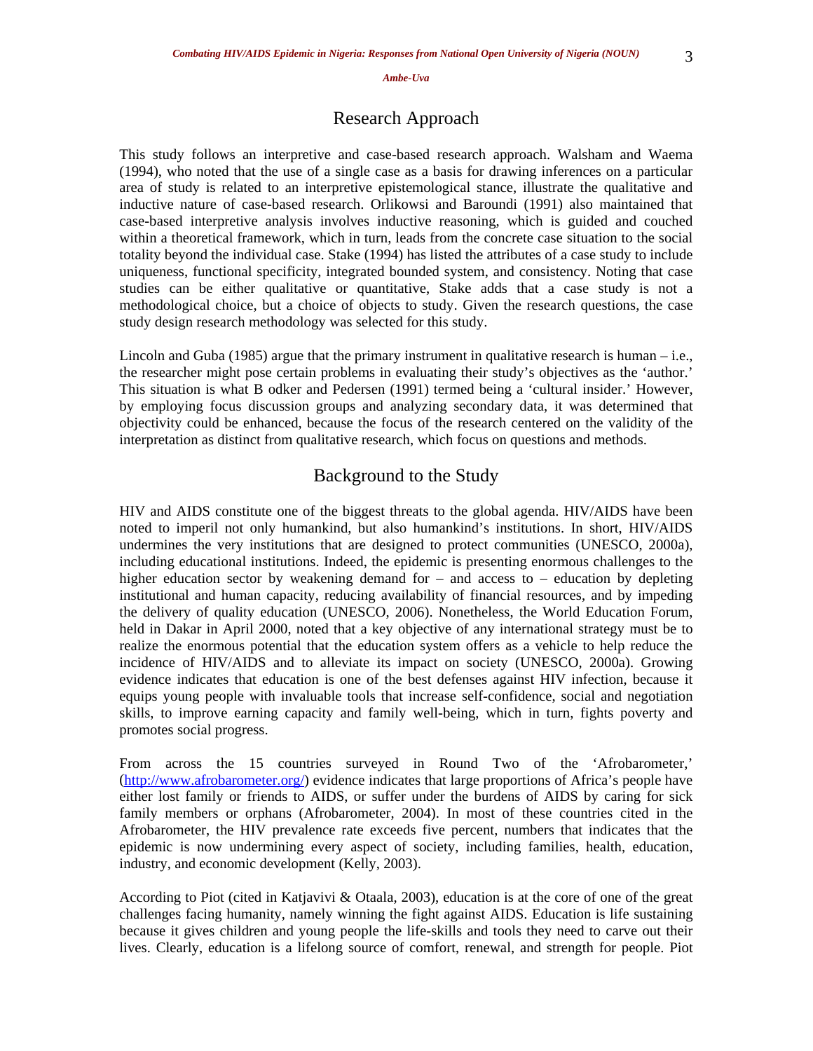## Research Approach

This study follows an interpretive and case-based research approach. Walsham and Waema (1994), who noted that the use of a single case as a basis for drawing inferences on a particular area of study is related to an interpretive epistemological stance, illustrate the qualitative and inductive nature of case-based research. Orlikowsi and Baroundi (1991) also maintained that case-based interpretive analysis involves inductive reasoning, which is guided and couched within a theoretical framework, which in turn, leads from the concrete case situation to the social totality beyond the individual case. Stake (1994) has listed the attributes of a case study to include uniqueness, functional specificity, integrated bounded system, and consistency. Noting that case studies can be either qualitative or quantitative, Stake adds that a case study is not a methodological choice, but a choice of objects to study. Given the research questions, the case study design research methodology was selected for this study.

Lincoln and Guba (1985) argue that the primary instrument in qualitative research is human – i.e., the researcher might pose certain problems in evaluating their study's objectives as the 'author.' This situation is what B odker and Pedersen (1991) termed being a 'cultural insider.' However, by employing focus discussion groups and analyzing secondary data, it was determined that objectivity could be enhanced, because the focus of the research centered on the validity of the interpretation as distinct from qualitative research, which focus on questions and methods.

## Background to the Study

HIV and AIDS constitute one of the biggest threats to the global agenda. HIV/AIDS have been noted to imperil not only humankind, but also humankind's institutions. In short, HIV/AIDS undermines the very institutions that are designed to protect communities (UNESCO, 2000a), including educational institutions. Indeed, the epidemic is presenting enormous challenges to the higher education sector by weakening demand for – and access to – education by depleting institutional and human capacity, reducing availability of financial resources, and by impeding the delivery of quality education (UNESCO, 2006). Nonetheless, the World Education Forum, held in Dakar in April 2000, noted that a key objective of any international strategy must be to realize the enormous potential that the education system offers as a vehicle to help reduce the incidence of HIV/AIDS and to alleviate its impact on society (UNESCO, 2000a). Growing evidence indicates that education is one of the best defenses against HIV infection, because it equips young people with invaluable tools that increase self-confidence, social and negotiation skills, to improve earning capacity and family well-being, which in turn, fights poverty and promotes social progress.

From across the 15 countries surveyed in Round Two of the 'Afrobarometer,' (http://www.afrobarometer.org/) evidence indicates that large proportions of Africa's people have either lost family or friends to AIDS, or suffer under the burdens of AIDS by caring for sick family members or orphans (Afrobarometer, 2004). In most of these countries cited in the Afrobarometer, the HIV prevalence rate exceeds five percent, numbers that indicates that the epidemic is now undermining every aspect of society, including families, health, education, industry, and economic development (Kelly, 2003).

According to Piot (cited in Katjavivi & Otaala, 2003), education is at the core of one of the great challenges facing humanity, namely winning the fight against AIDS. Education is life sustaining because it gives children and young people the life-skills and tools they need to carve out their lives. Clearly, education is a lifelong source of comfort, renewal, and strength for people. Piot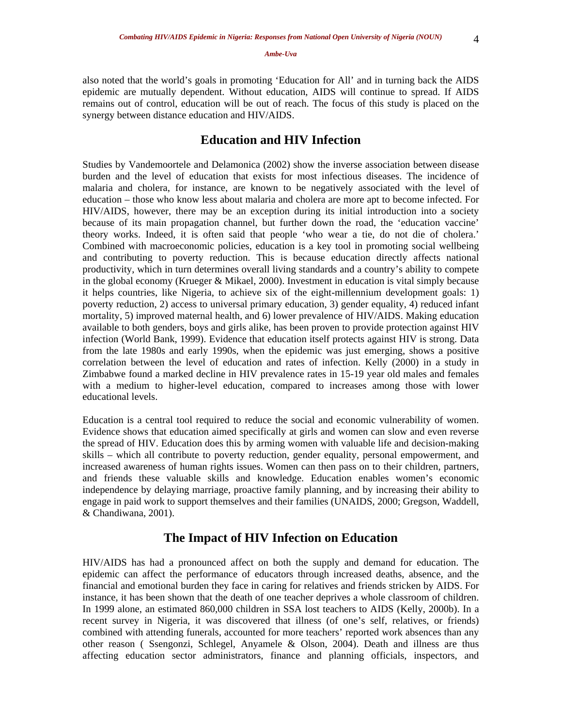also noted that the world's goals in promoting 'Education for All' and in turning back the AIDS epidemic are mutually dependent. Without education, AIDS will continue to spread. If AIDS remains out of control, education will be out of reach. The focus of this study is placed on the synergy between distance education and HIV/AIDS.

## Education and HIV Infection

Studies by Vandemoortele and Delamonica (2002) show the inverse association between disease burden and the level of education that exists for most infectious diseases. The incidence of malaria and cholera, for instance, are known to be negatively associated with the level of education – those who know less about malaria and cholera are more apt to become infected. For HIV/AIDS, however, there may be an exception during its initial introduction into a society because of its main propagation channel, but further down the road, the 'education vaccine' theory works. Indeed, it is often said that people 'who wear a tie, do not die of cholera.' Combined with macroeconomic policies, education is a key tool in promoting social wellbeing and contributing to poverty reduction. This is because education directly affects national productivity, which in turn determines overall living standards and a country's ability to compete in the global economy (Krueger & Mikael, 2000). Investment in education is vital simply because it helps countries, like Nigeria, to achieve six of the eight-millennium development goals: 1) poverty reduction, 2) access to universal primary education, 3) gender equality, 4) reduced infant mortality, 5) improved maternal health, and 6) lower prevalence of HIV/AIDS. Making education available to both genders, boys and girls alike, has been proven to provide protection against HIV infection (World Bank, 1999). Evidence that education itself protects against HIV is strong. Data from the late 1980s and early 1990s, when the epidemic was just emerging, shows a positive correlation between the level of education and rates of infection. Kelly (2000) in a study in Zimbabwe found a marked decline in HIV prevalence rates in 15-19 year old males and females with a medium to higher-level education, compared to increases among those with lower educational levels.

Education is a central tool required to reduce the social and economic vulnerability of women. Evidence shows that education aimed specifically at girls and women can slow and even reverse the spread of HIV. Education does this by arming women with valuable life and decision-making skills – which all contribute to poverty reduction, gender equality, personal empowerment, and increased awareness of human rights issues. Women can then pass on to their children, partners, and friends these valuable skills and knowledge. Education enables women's economic independence by delaying marriage, proactive family planning, and by increasing their ability to engage in paid work to support themselves and their families (UNAIDS, 2000; Gregson, Waddell, & Chandiwana, 2001).

## The Impact of HIV Infection on Education

HIV/AIDS has had a pronounced affect on both the supply and demand for education. The epidemic can affect the performance of educators through increased deaths, absence, and the financial and emotional burden they face in caring for relatives and friends stricken by AIDS. For instance, it has been shown that the death of one teacher deprives a whole classroom of children. In 1999 alone, an estimated 860,000 children in SSA lost teachers to AIDS (Kelly, 2000b). In a recent survey in Nigeria, it was discovered that illness (of one's self, relatives, or friends) combined with attending funerals, accounted for more teachers' reported work absences than any other reason ( Ssengonzi, Schlegel, Anyamele & Olson, 2004). Death and illness are thus affecting education sector administrators, finance and planning officials, inspectors, and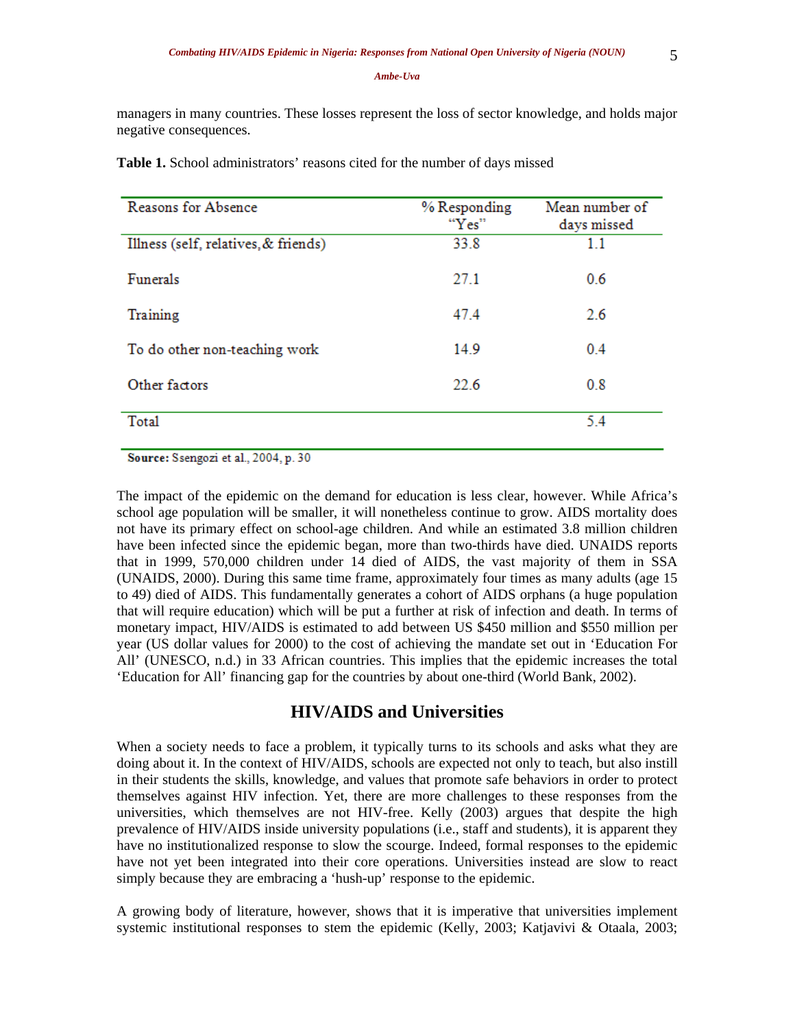managers in many countries. These losses represent the loss of sector knowledge, and holds major negative consequences.

**Table 1.** School administrators' reasons cited for the number of days missed

| Reasons for Absence | % Responding "Yes" | Mean number of days missed |
|---|---|---|
| Illness (self, relatives, & friends) | 33.8 | 1.1 |
| Funerals | 27.1 | 0.6 |
| Training | 47.4 | 2.6 |
| To do other non-teaching work | 14.9 | 0.4 |
| Other factors | 22.6 | 0.8 |
| Total | | 5.4 |

**Source:** Ssengozi et al., 2004, p. 30

The impact of the epidemic on the demand for education is less clear, however. While Africa's school age population will be smaller, it will nonetheless continue to grow. AIDS mortality does not have its primary effect on school-age children. And while an estimated 3.8 million children have been infected since the epidemic began, more than two-thirds have died. UNAIDS reports that in 1999, 570,000 children under 14 died of AIDS, the vast majority of them in SSA (UNAIDS, 2000). During this same time frame, approximately four times as many adults (age 15 to 49) died of AIDS. This fundamentally generates a cohort of AIDS orphans (a huge population that will require education) which will be put a further at risk of infection and death. In terms of monetary impact, HIV/AIDS is estimated to add between US $450 million and $550 million per year (US dollar values for 2000) to the cost of achieving the mandate set out in 'Education For All' (UNESCO, n.d.) in 33 African countries. This implies that the epidemic increases the total 'Education for All' financing gap for the countries by about one-third (World Bank, 2002).

## HIV/AIDS and Universities

When a society needs to face a problem, it typically turns to its schools and asks what they are doing about it. In the context of HIV/AIDS, schools are expected not only to teach, but also instill in their students the skills, knowledge, and values that promote safe behaviors in order to protect themselves against HIV infection. Yet, there are more challenges to these responses from the universities, which themselves are not HIV-free. Kelly (2003) argues that despite the high prevalence of HIV/AIDS inside university populations (i.e., staff and students), it is apparent they have no institutionalized response to slow the scourge. Indeed, formal responses to the epidemic have not yet been integrated into their core operations. Universities instead are slow to react simply because they are embracing a 'hush-up' response to the epidemic.

A growing body of literature, however, shows that it is imperative that universities implement systemic institutional responses to stem the epidemic (Kelly, 2003; Katjavivi & Otaala, 2003;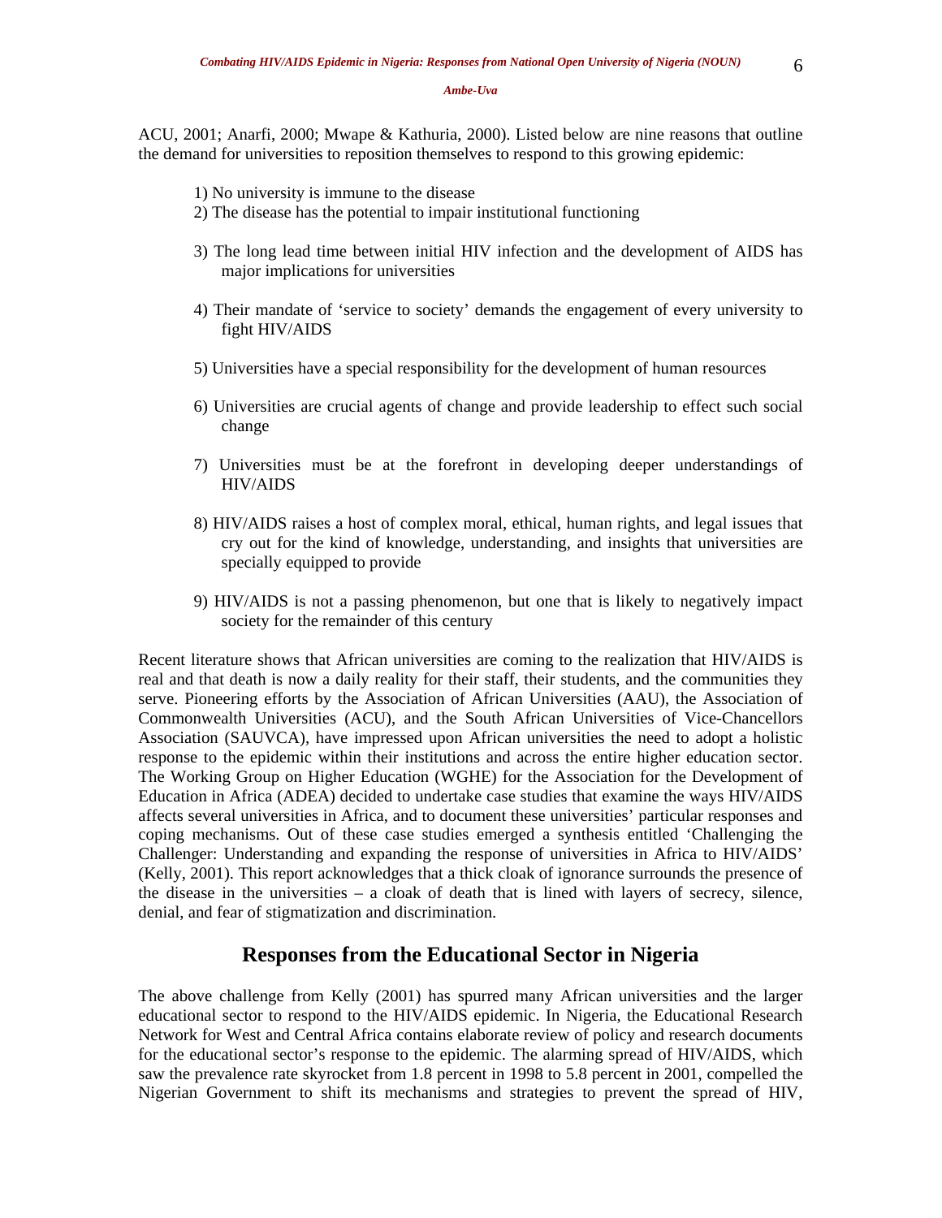ACU, 2001; Anarfi, 2000; Mwape & Kathuria, 2000). Listed below are nine reasons that outline the demand for universities to reposition themselves to respond to this growing epidemic:

1) No university is immune to the disease
2) The disease has the potential to impair institutional functioning
3) The long lead time between initial HIV infection and the development of AIDS has major implications for universities
4) Their mandate of 'service to society' demands the engagement of every university to fight HIV/AIDS
5) Universities have a special responsibility for the development of human resources
6) Universities are crucial agents of change and provide leadership to effect such social change
7) Universities must be at the forefront in developing deeper understandings of HIV/AIDS
8) HIV/AIDS raises a host of complex moral, ethical, human rights, and legal issues that cry out for the kind of knowledge, understanding, and insights that universities are specially equipped to provide
9) HIV/AIDS is not a passing phenomenon, but one that is likely to negatively impact society for the remainder of this century

Recent literature shows that African universities are coming to the realization that HIV/AIDS is real and that death is now a daily reality for their staff, their students, and the communities they serve. Pioneering efforts by the Association of African Universities (AAU), the Association of Commonwealth Universities (ACU), and the South African Universities of Vice-Chancellors Association (SAUVCA), have impressed upon African universities the need to adopt a holistic response to the epidemic within their institutions and across the entire higher education sector. The Working Group on Higher Education (WGHE) for the Association for the Development of Education in Africa (ADEA) decided to undertake case studies that examine the ways HIV/AIDS affects several universities in Africa, and to document these universities' particular responses and coping mechanisms. Out of these case studies emerged a synthesis entitled 'Challenging the Challenger: Understanding and expanding the response of universities in Africa to HIV/AIDS' (Kelly, 2001). This report acknowledges that a thick cloak of ignorance surrounds the presence of the disease in the universities – a cloak of death that is lined with layers of secrecy, silence, denial, and fear of stigmatization and discrimination.

## Responses from the Educational Sector in Nigeria

The above challenge from Kelly (2001) has spurred many African universities and the larger educational sector to respond to the HIV/AIDS epidemic. In Nigeria, the Educational Research Network for West and Central Africa contains elaborate review of policy and research documents for the educational sector's response to the epidemic. The alarming spread of HIV/AIDS, which saw the prevalence rate skyrocket from 1.8 percent in 1998 to 5.8 percent in 2001, compelled the Nigerian Government to shift its mechanisms and strategies to prevent the spread of HIV,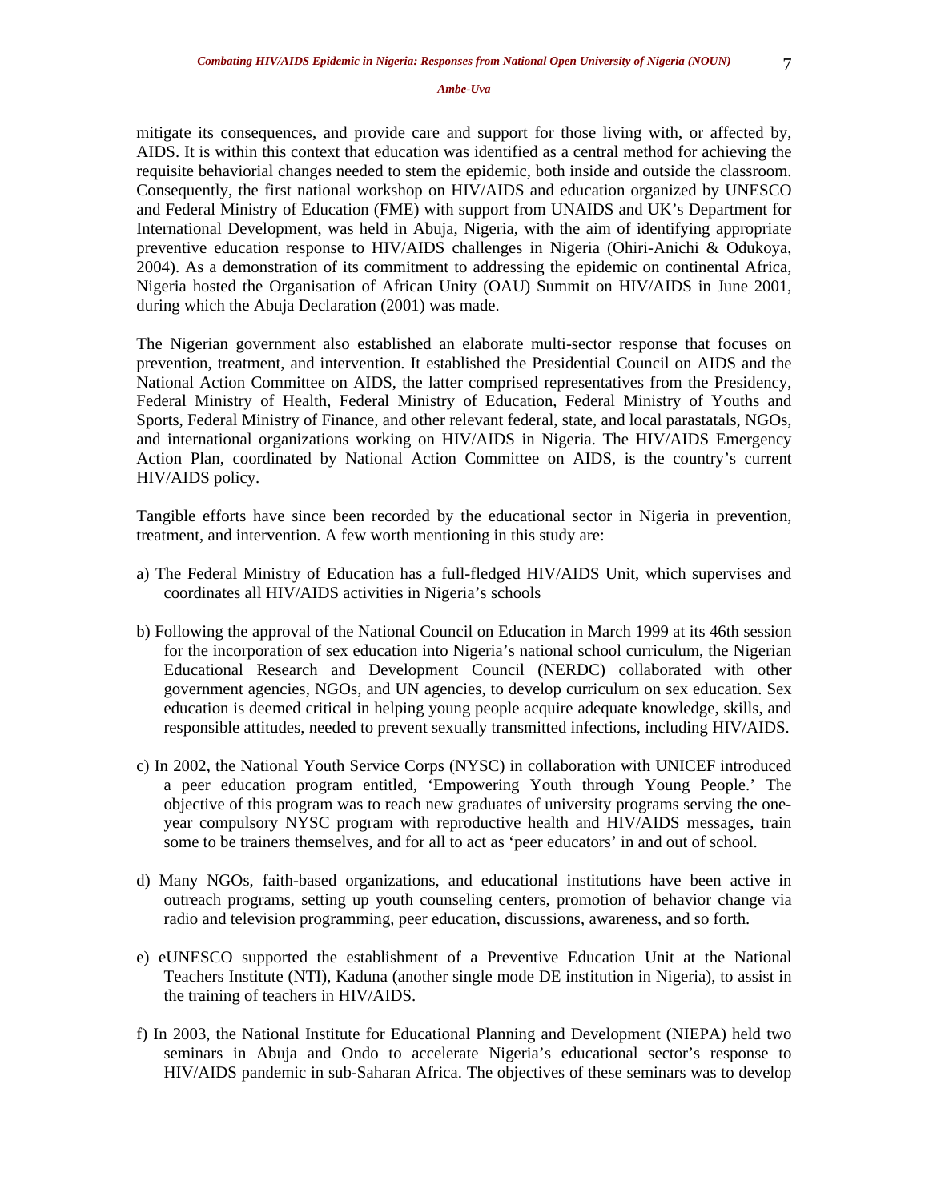mitigate its consequences, and provide care and support for those living with, or affected by, AIDS. It is within this context that education was identified as a central method for achieving the requisite behaviorial changes needed to stem the epidemic, both inside and outside the classroom. Consequently, the first national workshop on HIV/AIDS and education organized by UNESCO and Federal Ministry of Education (FME) with support from UNAIDS and UK's Department for International Development, was held in Abuja, Nigeria, with the aim of identifying appropriate preventive education response to HIV/AIDS challenges in Nigeria (Ohiri-Anichi & Odukoya, 2004). As a demonstration of its commitment to addressing the epidemic on continental Africa, Nigeria hosted the Organisation of African Unity (OAU) Summit on HIV/AIDS in June 2001, during which the Abuja Declaration (2001) was made.

The Nigerian government also established an elaborate multi-sector response that focuses on prevention, treatment, and intervention. It established the Presidential Council on AIDS and the National Action Committee on AIDS, the latter comprised representatives from the Presidency, Federal Ministry of Health, Federal Ministry of Education, Federal Ministry of Youths and Sports, Federal Ministry of Finance, and other relevant federal, state, and local parastatals, NGOs, and international organizations working on HIV/AIDS in Nigeria. The HIV/AIDS Emergency Action Plan, coordinated by National Action Committee on AIDS, is the country's current HIV/AIDS policy.

Tangible efforts have since been recorded by the educational sector in Nigeria in prevention, treatment, and intervention. A few worth mentioning in this study are:

a) The Federal Ministry of Education has a full-fledged HIV/AIDS Unit, which supervises and coordinates all HIV/AIDS activities in Nigeria's schools

b) Following the approval of the National Council on Education in March 1999 at its 46th session for the incorporation of sex education into Nigeria's national school curriculum, the Nigerian Educational Research and Development Council (NERDC) collaborated with other government agencies, NGOs, and UN agencies, to develop curriculum on sex education. Sex education is deemed critical in helping young people acquire adequate knowledge, skills, and responsible attitudes, needed to prevent sexually transmitted infections, including HIV/AIDS.

c) In 2002, the National Youth Service Corps (NYSC) in collaboration with UNICEF introduced a peer education program entitled, 'Empowering Youth through Young People.' The objective of this program was to reach new graduates of university programs serving the one-year compulsory NYSC program with reproductive health and HIV/AIDS messages, train some to be trainers themselves, and for all to act as 'peer educators' in and out of school.

d) Many NGOs, faith-based organizations, and educational institutions have been active in outreach programs, setting up youth counseling centers, promotion of behavior change via radio and television programming, peer education, discussions, awareness, and so forth.

e) eUNESCO supported the establishment of a Preventive Education Unit at the National Teachers Institute (NTI), Kaduna (another single mode DE institution in Nigeria), to assist in the training of teachers in HIV/AIDS.

f) In 2003, the National Institute for Educational Planning and Development (NIEPA) held two seminars in Abuja and Ondo to accelerate Nigeria's educational sector's response to HIV/AIDS pandemic in sub-Saharan Africa. The objectives of these seminars was to develop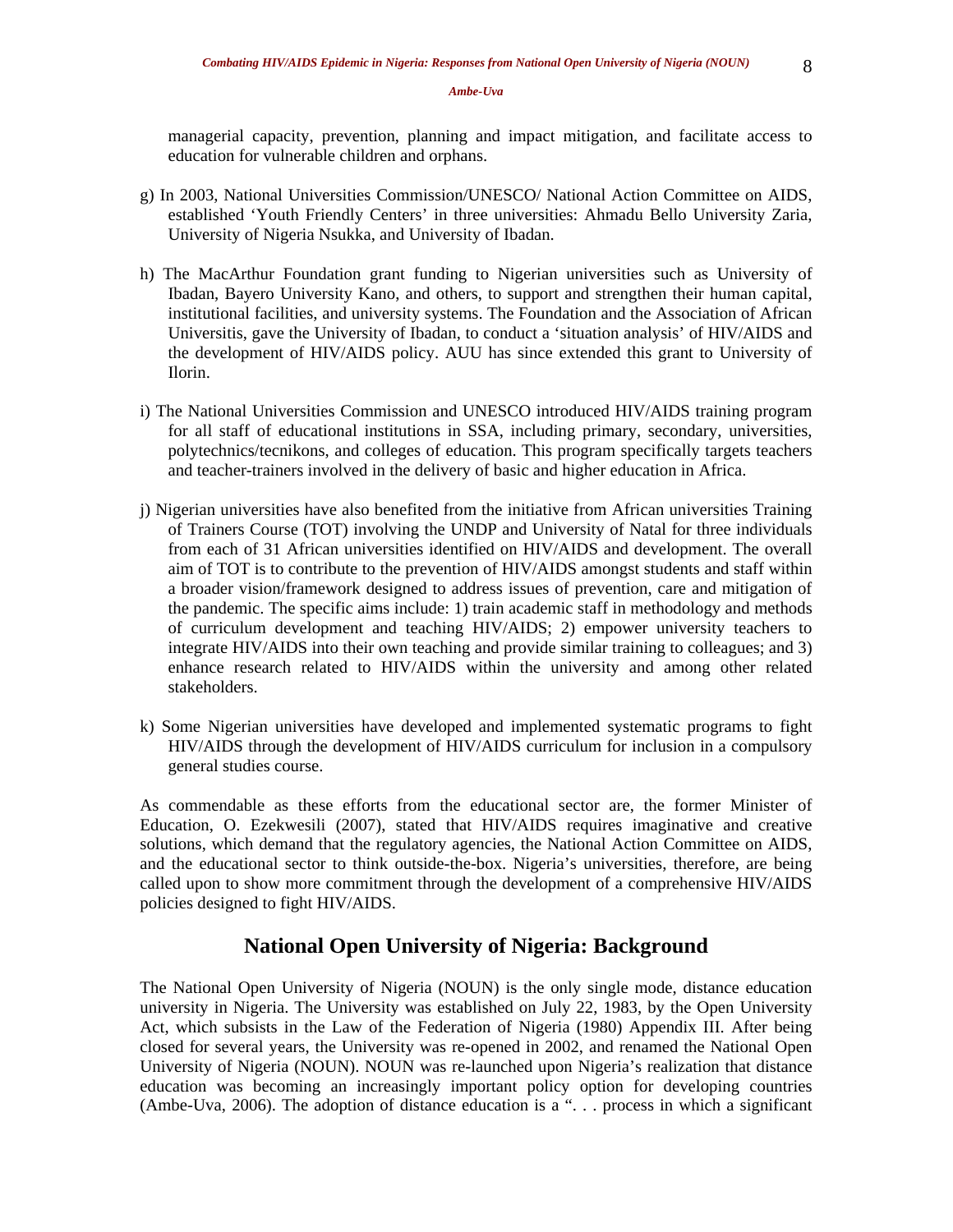managerial capacity, prevention, planning and impact mitigation, and facilitate access to education for vulnerable children and orphans.

g) In 2003, National Universities Commission/UNESCO/ National Action Committee on AIDS, established 'Youth Friendly Centers' in three universities: Ahmadu Bello University Zaria, University of Nigeria Nsukka, and University of Ibadan.

h) The MacArthur Foundation grant funding to Nigerian universities such as University of Ibadan, Bayero University Kano, and others, to support and strengthen their human capital, institutional facilities, and university systems. The Foundation and the Association of African Universitis, gave the University of Ibadan, to conduct a 'situation analysis' of HIV/AIDS and the development of HIV/AIDS policy. AUU has since extended this grant to University of Ilorin.

i) The National Universities Commission and UNESCO introduced HIV/AIDS training program for all staff of educational institutions in SSA, including primary, secondary, universities, polytechnics/tecnikons, and colleges of education. This program specifically targets teachers and teacher-trainers involved in the delivery of basic and higher education in Africa.

j) Nigerian universities have also benefited from the initiative from African universities Training of Trainers Course (TOT) involving the UNDP and University of Natal for three individuals from each of 31 African universities identified on HIV/AIDS and development. The overall aim of TOT is to contribute to the prevention of HIV/AIDS amongst students and staff within a broader vision/framework designed to address issues of prevention, care and mitigation of the pandemic. The specific aims include: 1) train academic staff in methodology and methods of curriculum development and teaching HIV/AIDS; 2) empower university teachers to integrate HIV/AIDS into their own teaching and provide similar training to colleagues; and 3) enhance research related to HIV/AIDS within the university and among other related stakeholders.

k) Some Nigerian universities have developed and implemented systematic programs to fight HIV/AIDS through the development of HIV/AIDS curriculum for inclusion in a compulsory general studies course.

As commendable as these efforts from the educational sector are, the former Minister of Education, O. Ezekwesili (2007), stated that HIV/AIDS requires imaginative and creative solutions, which demand that the regulatory agencies, the National Action Committee on AIDS, and the educational sector to think outside-the-box. Nigeria's universities, therefore, are being called upon to show more commitment through the development of a comprehensive HIV/AIDS policies designed to fight HIV/AIDS.

## National Open University of Nigeria: Background

The National Open University of Nigeria (NOUN) is the only single mode, distance education university in Nigeria. The University was established on July 22, 1983, by the Open University Act, which subsists in the Law of the Federation of Nigeria (1980) Appendix III. After being closed for several years, the University was re-opened in 2002, and renamed the National Open University of Nigeria (NOUN). NOUN was re-launched upon Nigeria's realization that distance education was becoming an increasingly important policy option for developing countries (Ambe-Uva, 2006). The adoption of distance education is a ". . . process in which a significant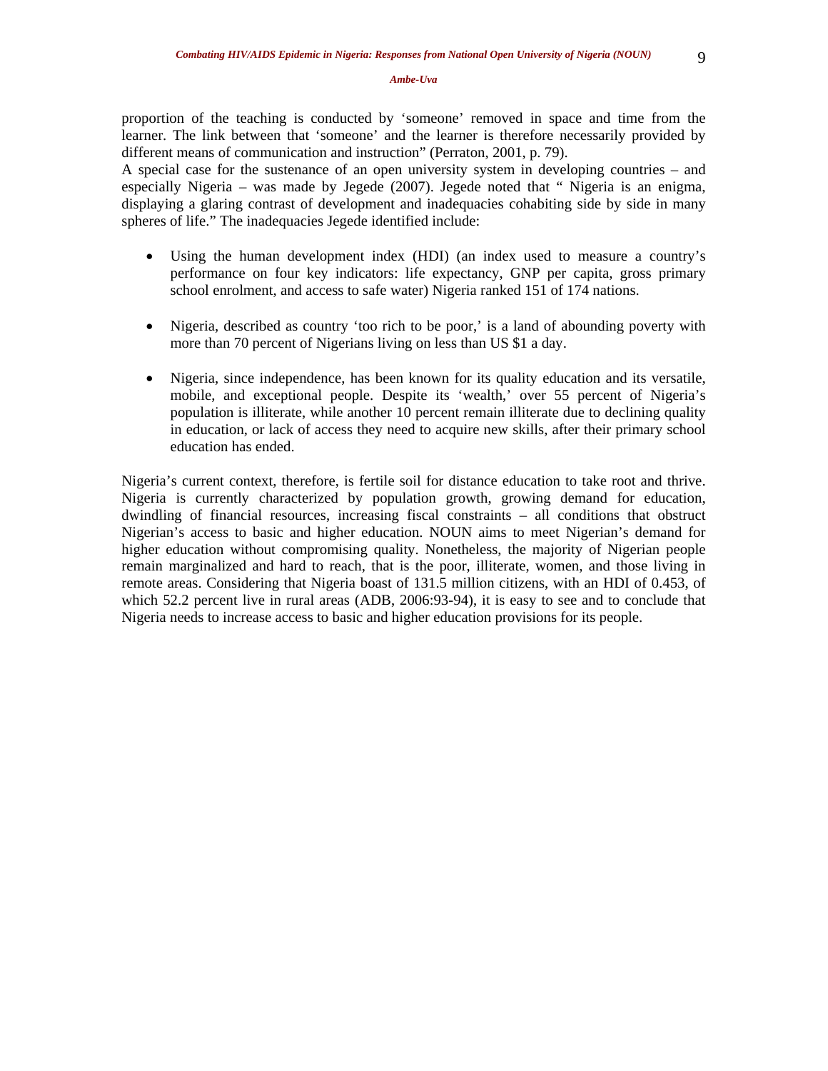proportion of the teaching is conducted by 'someone' removed in space and time from the learner. The link between that 'someone' and the learner is therefore necessarily provided by different means of communication and instruction" (Perraton, 2001, p. 79).

A special case for the sustenance of an open university system in developing countries – and especially Nigeria – was made by Jegede (2007). Jegede noted that " Nigeria is an enigma, displaying a glaring contrast of development and inadequacies cohabiting side by side in many spheres of life." The inadequacies Jegede identified include:

- Using the human development index (HDI) (an index used to measure a country's performance on four key indicators: life expectancy, GNP per capita, gross primary school enrolment, and access to safe water) Nigeria ranked 151 of 174 nations.

- Nigeria, described as country 'too rich to be poor,' is a land of abounding poverty with more than 70 percent of Nigerians living on less than US $1 a day.

- Nigeria, since independence, has been known for its quality education and its versatile, mobile, and exceptional people. Despite its 'wealth,' over 55 percent of Nigeria's population is illiterate, while another 10 percent remain illiterate due to declining quality in education, or lack of access they need to acquire new skills, after their primary school education has ended.

Nigeria's current context, therefore, is fertile soil for distance education to take root and thrive. Nigeria is currently characterized by population growth, growing demand for education, dwindling of financial resources, increasing fiscal constraints – all conditions that obstruct Nigerian's access to basic and higher education. NOUN aims to meet Nigerian's demand for higher education without compromising quality. Nonetheless, the majority of Nigerian people remain marginalized and hard to reach, that is the poor, illiterate, women, and those living in remote areas. Considering that Nigeria boast of 131.5 million citizens, with an HDI of 0.453, of which 52.2 percent live in rural areas (ADB, 2006:93-94), it is easy to see and to conclude that Nigeria needs to increase access to basic and higher education provisions for its people.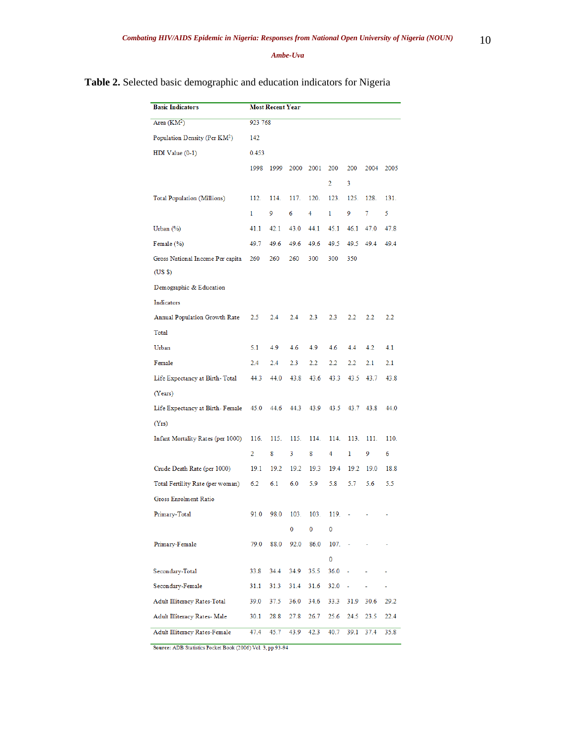**Table 2.** Selected basic demographic and education indicators for Nigeria

| Basic Indicators | Most Recent Year | | | | | | | |
|---|---|---|---|---|---|---|---|---|
| Area (KM²) | 923 768 | | | | | | | |
| Population Density (Per KM²) | 142 | | | | | | | |
| HDI Value (0-1) | 0.453 | | | | | | | |
| | 1998 | 1999 | 2000 | 2001 | 2002 | 2003 | 2004 | 2005 |
| Total Population (Millions) | 112.1 | 114.9 | 117.6 | 120.4 | 123.1 | 125.9 | 128.7 | 131.5 |
| Urban (%) | 41.1 | 42.1 | 43.0 | 44.1 | 45.1 | 46.1 | 47.0 | 47.8 |
| Female (%) | 49.7 | 49.6 | 49.6 | 49.6 | 49.5 | 49.5 | 49.4 | 49.4 |
| Gross National Income Per capita (US $) | 260 | 260 | 260 | 300 | 300 | 350 | | |
| Demographic & Education Indicators | | | | | | | | |
| Annual Population Growth Rate Total | 2.5 | 2.4 | 2.4 | 2.3 | 2.3 | 2.2 | 2.2 | 2.2 |
| Urban | 5.1 | 4.9 | 4.6 | 4.9 | 4.6 | 4.4 | 4.2 | 4.1 |
| Female | 2.4 | 2.4 | 2.3 | 2.2 | 2.2 | 2.2 | 2.1 | 2.1 |
| Life Expectancy at Birth- Total (Years) | 44.3 | 44.0 | 43.8 | 43.6 | 43.3 | 43.5 | 43.7 | 43.8 |
| Life Expectancy at Birth- Female (Yrs) | 45.0 | 44.6 | 44.3 | 43.9 | 43.5 | 43.7 | 43.8 | 44.0 |
| Infant Mortality Rates (per 1000) | 116.2 | 115.8 | 115.3 | 114.8 | 114.4 | 113.1 | 111.9 | 110.6 |
| Crude Death Rate (per 1000) | 19.1 | 19.2 | 19.2 | 19.3 | 19.4 | 19.2 | 19.0 | 18.8 |
| Total Fertility Rate (per woman) | 6.2 | 6.1 | 6.0 | 5.9 | 5.8 | 5.7 | 5.6 | 5.5 |
| Gross Enrolment Ratio | | | | | | | | |
| Primary-Total | 91.0 | 98.0 | 103.0 | 103.0 | 119.0 | - | - | - |
| Primary-Female | 79.0 | 88.0 | 92.0 | 86.0 | 107.0 | - | - | - |
| Secondary-Total | 33.8 | 34.4 | 34.9 | 35.5 | 36.0 | - | - | - |
| Secondary-Female | 31.1 | 31.3 | 31.4 | 31.6 | 32.0 | - | - | - |
| Adult Illiteracy Rates-Total | 39.0 | 37.5 | 36.0 | 34.6 | 33.3 | 31.9 | 30.6 | 29.2 |
| Adult Illiteracy Rates- Male | 30.1 | 28.8 | 27.8 | 26.7 | 25.6 | 24.5 | 23.5 | 22.4 |
| Adult Illiteracy Rates-Female | 47.4 | 45.7 | 43.9 | 42.3 | 40.7 | 39.1 | 37.4 | 35.8 |

Source: ADB Statistics Pocket Book (2006) Vol. 3, pp 93-94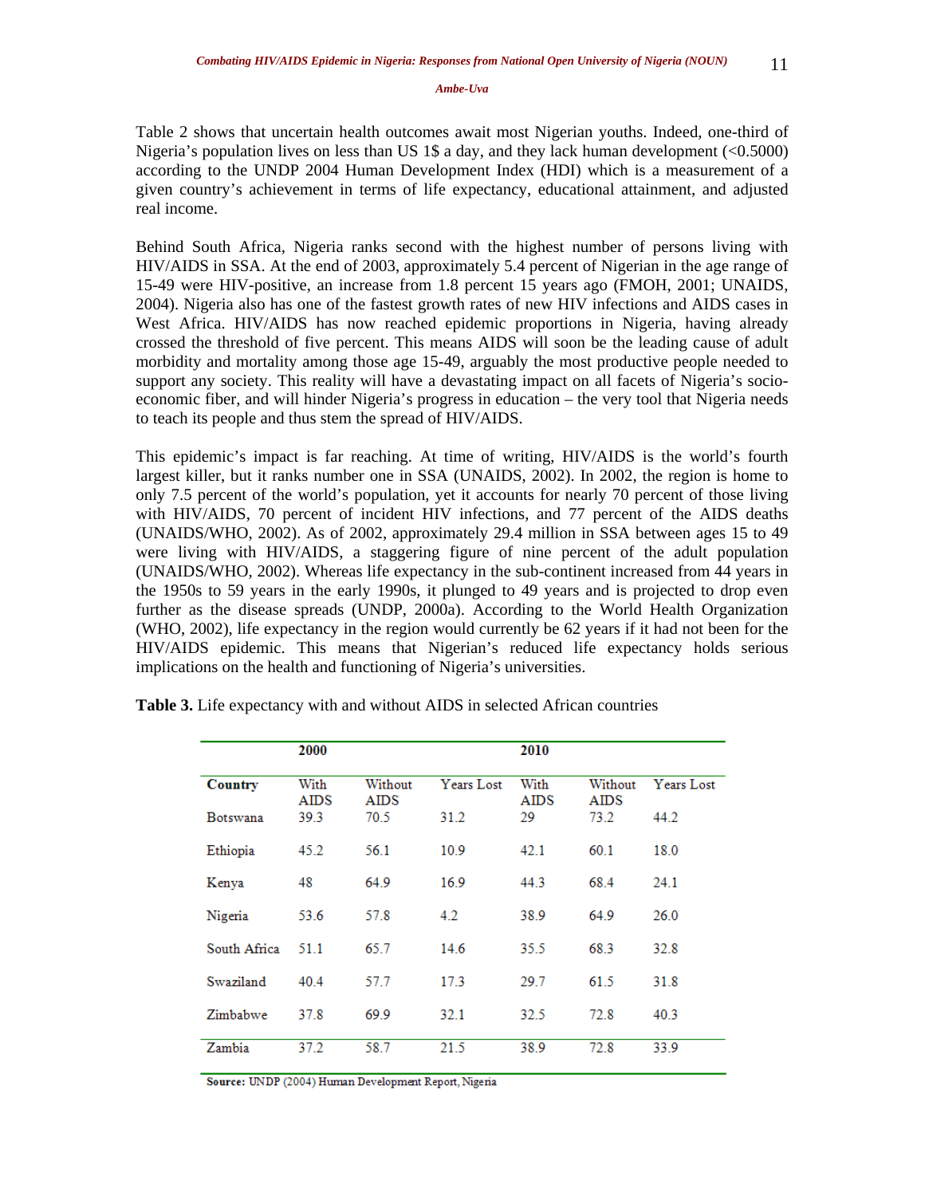Table 2 shows that uncertain health outcomes await most Nigerian youths. Indeed, one-third of Nigeria's population lives on less than US 1$ a day, and they lack human development (<0.5000) according to the UNDP 2004 Human Development Index (HDI) which is a measurement of a given country's achievement in terms of life expectancy, educational attainment, and adjusted real income.

Behind South Africa, Nigeria ranks second with the highest number of persons living with HIV/AIDS in SSA. At the end of 2003, approximately 5.4 percent of Nigerian in the age range of 15-49 were HIV-positive, an increase from 1.8 percent 15 years ago (FMOH, 2001; UNAIDS, 2004). Nigeria also has one of the fastest growth rates of new HIV infections and AIDS cases in West Africa. HIV/AIDS has now reached epidemic proportions in Nigeria, having already crossed the threshold of five percent. This means AIDS will soon be the leading cause of adult morbidity and mortality among those age 15-49, arguably the most productive people needed to support any society. This reality will have a devastating impact on all facets of Nigeria's socio-economic fiber, and will hinder Nigeria's progress in education – the very tool that Nigeria needs to teach its people and thus stem the spread of HIV/AIDS.

This epidemic's impact is far reaching. At time of writing, HIV/AIDS is the world's fourth largest killer, but it ranks number one in SSA (UNAIDS, 2002). In 2002, the region is home to only 7.5 percent of the world's population, yet it accounts for nearly 70 percent of those living with HIV/AIDS, 70 percent of incident HIV infections, and 77 percent of the AIDS deaths (UNAIDS/WHO, 2002). As of 2002, approximately 29.4 million in SSA between ages 15 to 49 were living with HIV/AIDS, a staggering figure of nine percent of the adult population (UNAIDS/WHO, 2002). Whereas life expectancy in the sub-continent increased from 44 years in the 1950s to 59 years in the early 1990s, it plunged to 49 years and is projected to drop even further as the disease spreads (UNDP, 2000a). According to the World Health Organization (WHO, 2002), life expectancy in the region would currently be 62 years if it had not been for the HIV/AIDS epidemic. This means that Nigerian's reduced life expectancy holds serious implications on the health and functioning of Nigeria's universities.

**Table 3.** Life expectancy with and without AIDS in selected African countries

| | 2000 | | | 2010 | | |
|---|---|---|---|---|---|---|
| **Country** | With AIDS | Without AIDS | Years Lost | With AIDS | Without AIDS | Years Lost |
| Botswana | 39.3 | 70.5 | 31.2 | 29 | 73.2 | 44.2 |
| Ethiopia | 45.2 | 56.1 | 10.9 | 42.1 | 60.1 | 18.0 |
| Kenya | 48 | 64.9 | 16.9 | 44.3 | 68.4 | 24.1 |
| Nigeria | 53.6 | 57.8 | 4.2 | 38.9 | 64.9 | 26.0 |
| South Africa | 51.1 | 65.7 | 14.6 | 35.5 | 68.3 | 32.8 |
| Swaziland | 40.4 | 57.7 | 17.3 | 29.7 | 61.5 | 31.8 |
| Zimbabwe | 37.8 | 69.9 | 32.1 | 32.5 | 72.8 | 40.3 |
| Zambia | 37.2 | 58.7 | 21.5 | 38.9 | 72.8 | 33.9 |

**Source:** UNDP (2004) Human Development Report, Nigeria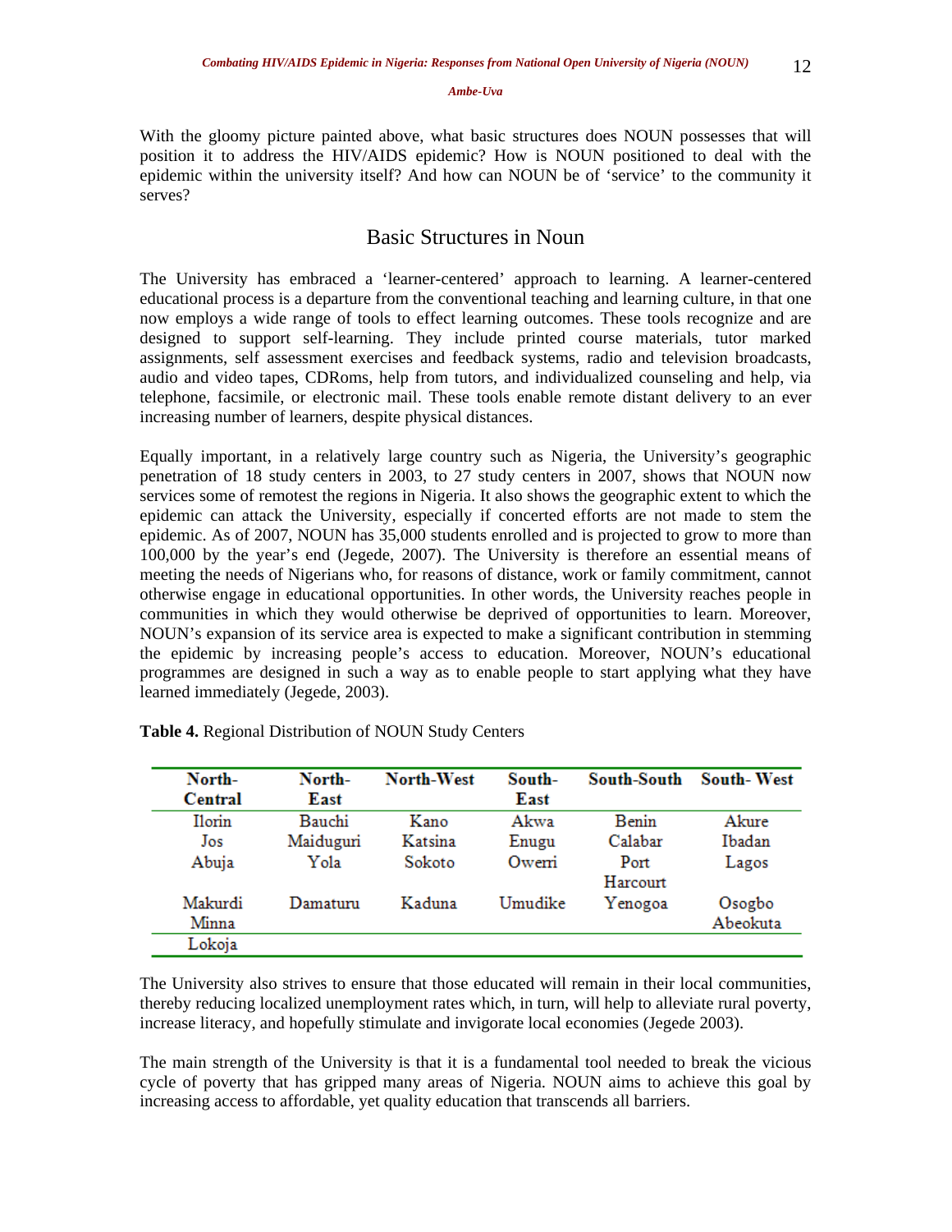With the gloomy picture painted above, what basic structures does NOUN possesses that will position it to address the HIV/AIDS epidemic? How is NOUN positioned to deal with the epidemic within the university itself? And how can NOUN be of 'service' to the community it serves?

## Basic Structures in Noun

The University has embraced a 'learner-centered' approach to learning. A learner-centered educational process is a departure from the conventional teaching and learning culture, in that one now employs a wide range of tools to effect learning outcomes. These tools recognize and are designed to support self-learning. They include printed course materials, tutor marked assignments, self assessment exercises and feedback systems, radio and television broadcasts, audio and video tapes, CDRoms, help from tutors, and individualized counseling and help, via telephone, facsimile, or electronic mail. These tools enable remote distant delivery to an ever increasing number of learners, despite physical distances.

Equally important, in a relatively large country such as Nigeria, the University's geographic penetration of 18 study centers in 2003, to 27 study centers in 2007, shows that NOUN now services some of remotest the regions in Nigeria. It also shows the geographic extent to which the epidemic can attack the University, especially if concerted efforts are not made to stem the epidemic. As of 2007, NOUN has 35,000 students enrolled and is projected to grow to more than 100,000 by the year's end (Jegede, 2007). The University is therefore an essential means of meeting the needs of Nigerians who, for reasons of distance, work or family commitment, cannot otherwise engage in educational opportunities. In other words, the University reaches people in communities in which they would otherwise be deprived of opportunities to learn. Moreover, NOUN's expansion of its service area is expected to make a significant contribution in stemming the epidemic by increasing people's access to education. Moreover, NOUN's educational programmes are designed in such a way as to enable people to start applying what they have learned immediately (Jegede, 2003).

**Table 4.** Regional Distribution of NOUN Study Centers

| North-Central | North-East | North-West | South-East | South-South | South- West |
|---|---|---|---|---|---|
| Ilorin | Bauchi | Kano | Akwa | Benin | Akure |
| Jos | Maiduguri | Katsina | Enugu | Calabar | Ibadan |
| Abuja | Yola | Sokoto | Owerri | Port Harcourt | Lagos |
| Makurdi | Damaturu | Kaduna | Umudike | Yenogoa | Osogbo |
| Minna | | | | | Abeokuta |
| Lokoja | | | | | |

The University also strives to ensure that those educated will remain in their local communities, thereby reducing localized unemployment rates which, in turn, will help to alleviate rural poverty, increase literacy, and hopefully stimulate and invigorate local economies (Jegede 2003).

The main strength of the University is that it is a fundamental tool needed to break the vicious cycle of poverty that has gripped many areas of Nigeria. NOUN aims to achieve this goal by increasing access to affordable, yet quality education that transcends all barriers.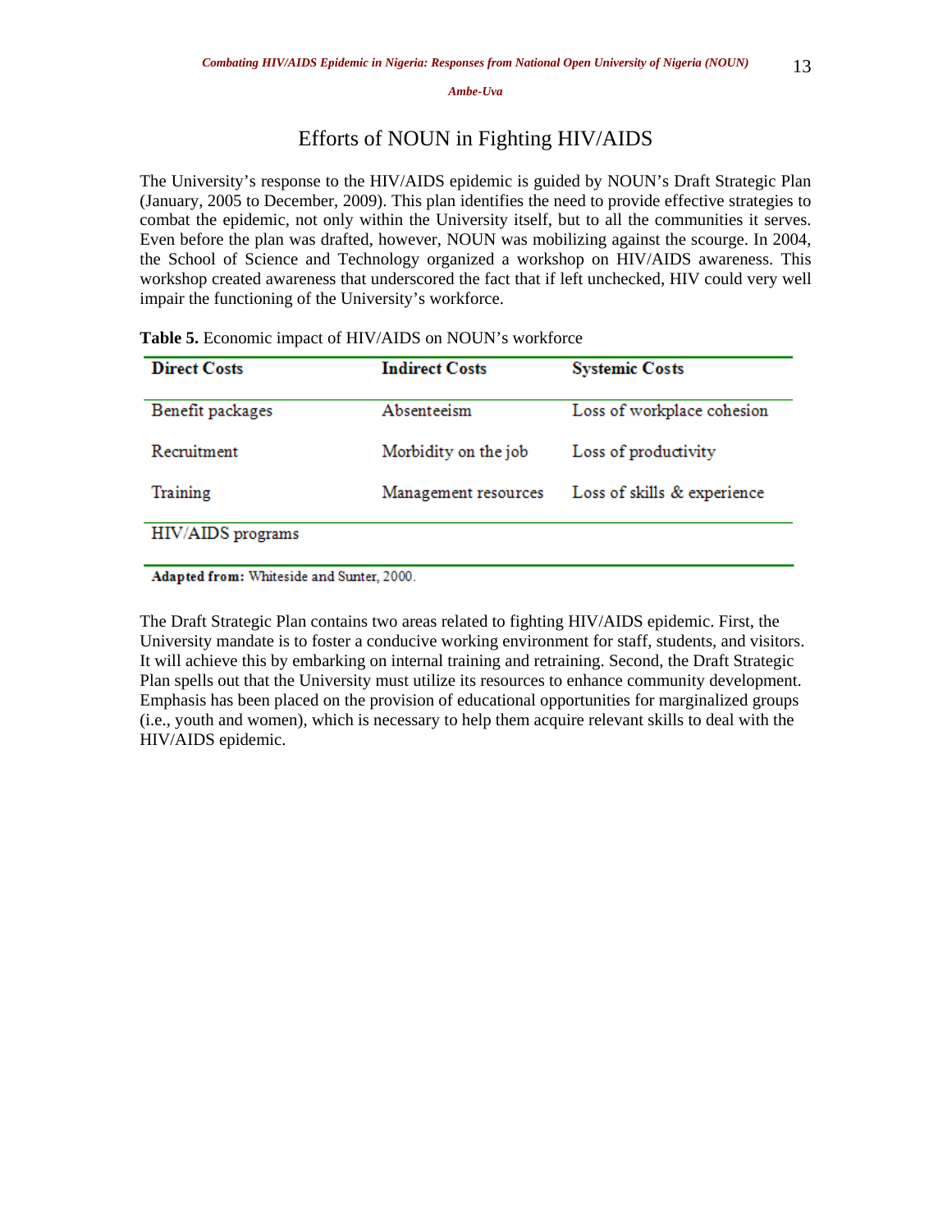## Efforts of NOUN in Fighting HIV/AIDS

The University's response to the HIV/AIDS epidemic is guided by NOUN's Draft Strategic Plan (January, 2005 to December, 2009). This plan identifies the need to provide effective strategies to combat the epidemic, not only within the University itself, but to all the communities it serves. Even before the plan was drafted, however, NOUN was mobilizing against the scourge. In 2004, the School of Science and Technology organized a workshop on HIV/AIDS awareness. This workshop created awareness that underscored the fact that if left unchecked, HIV could very well impair the functioning of the University's workforce.

**Table 5.** Economic impact of HIV/AIDS on NOUN's workforce

| Direct Costs | Indirect Costs | Systemic Costs |
|---|---|---|
| Benefit packages | Absenteeism | Loss of workplace cohesion |
| Recruitment | Morbidity on the job | Loss of productivity |
| Training | Management resources | Loss of skills & experience |
| HIV/AIDS programs | | |

**Adapted from:** Whiteside and Sunter, 2000.

The Draft Strategic Plan contains two areas related to fighting HIV/AIDS epidemic. First, the University mandate is to foster a conducive working environment for staff, students, and visitors. It will achieve this by embarking on internal training and retraining. Second, the Draft Strategic Plan spells out that the University must utilize its resources to enhance community development. Emphasis has been placed on the provision of educational opportunities for marginalized groups (i.e., youth and women), which is necessary to help them acquire relevant skills to deal with the HIV/AIDS epidemic.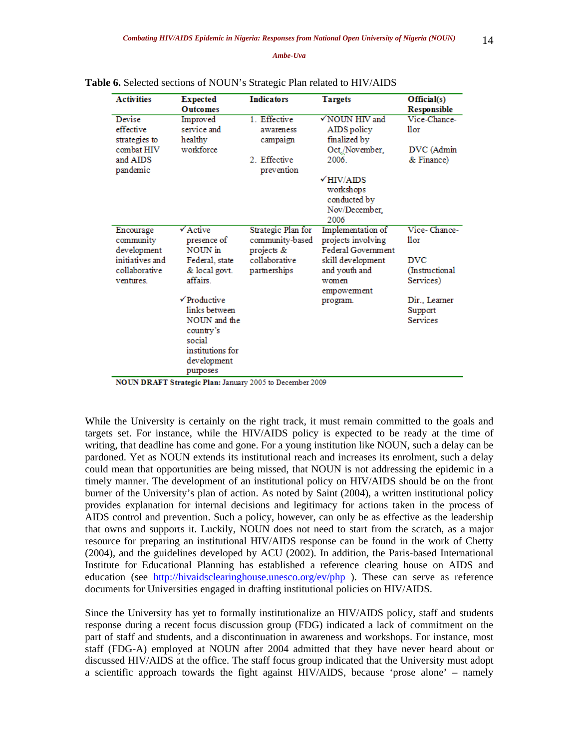**Table 6.** Selected sections of NOUN's Strategic Plan related to HIV/AIDS

| Activities | Expected Outcomes | Indicators | Targets | Official(s) Responsible |
|---|---|---|---|---|
| Devise effective strategies to combat HIV and AIDS pandemic | Improved service and healthy workforce | 1. Effective awareness campaign<br>2. Effective prevention | ✓NOUN HIV and AIDS policy finalized by Oct./November, 2006.<br>✓HIV/AIDS workshops conducted by Nov/December, 2006 | Vice-Chancellor<br>DVC (Admin & Finance) |
| Encourage community development initiatives and collaborative ventures. | ✓Active presence of NOUN in Federal, state & local govt. affairs.<br>✓Productive links between NOUN and the country's social institutions for development purposes | Strategic Plan for community-based projects & collaborative partnerships | Implementation of projects involving Federal Government skill development and youth and women empowerment program. | Vice- Chancellor<br>DVC (Instructional Services)<br>Dir., Learner Support Services |

**NOUN DRAFT Strategic Plan:** January 2005 to December 2009

While the University is certainly on the right track, it must remain committed to the goals and targets set. For instance, while the HIV/AIDS policy is expected to be ready at the time of writing, that deadline has come and gone. For a young institution like NOUN, such a delay can be pardoned. Yet as NOUN extends its institutional reach and increases its enrolment, such a delay could mean that opportunities are being missed, that NOUN is not addressing the epidemic in a timely manner. The development of an institutional policy on HIV/AIDS should be on the front burner of the University's plan of action. As noted by Saint (2004), a written institutional policy provides explanation for internal decisions and legitimacy for actions taken in the process of AIDS control and prevention. Such a policy, however, can only be as effective as the leadership that owns and supports it. Luckily, NOUN does not need to start from the scratch, as a major resource for preparing an institutional HIV/AIDS response can be found in the work of Chetty (2004), and the guidelines developed by ACU (2002). In addition, the Paris-based International Institute for Educational Planning has established a reference clearing house on AIDS and education (see http://hivaidsclearinghouse.unesco.org/ev/php ). These can serve as reference documents for Universities engaged in drafting institutional policies on HIV/AIDS.

Since the University has yet to formally institutionalize an HIV/AIDS policy, staff and students response during a recent focus discussion group (FDG) indicated a lack of commitment on the part of staff and students, and a discontinuation in awareness and workshops. For instance, most staff (FDG-A) employed at NOUN after 2004 admitted that they have never heard about or discussed HIV/AIDS at the office. The staff focus group indicated that the University must adopt a scientific approach towards the fight against HIV/AIDS, because 'prose alone' – namely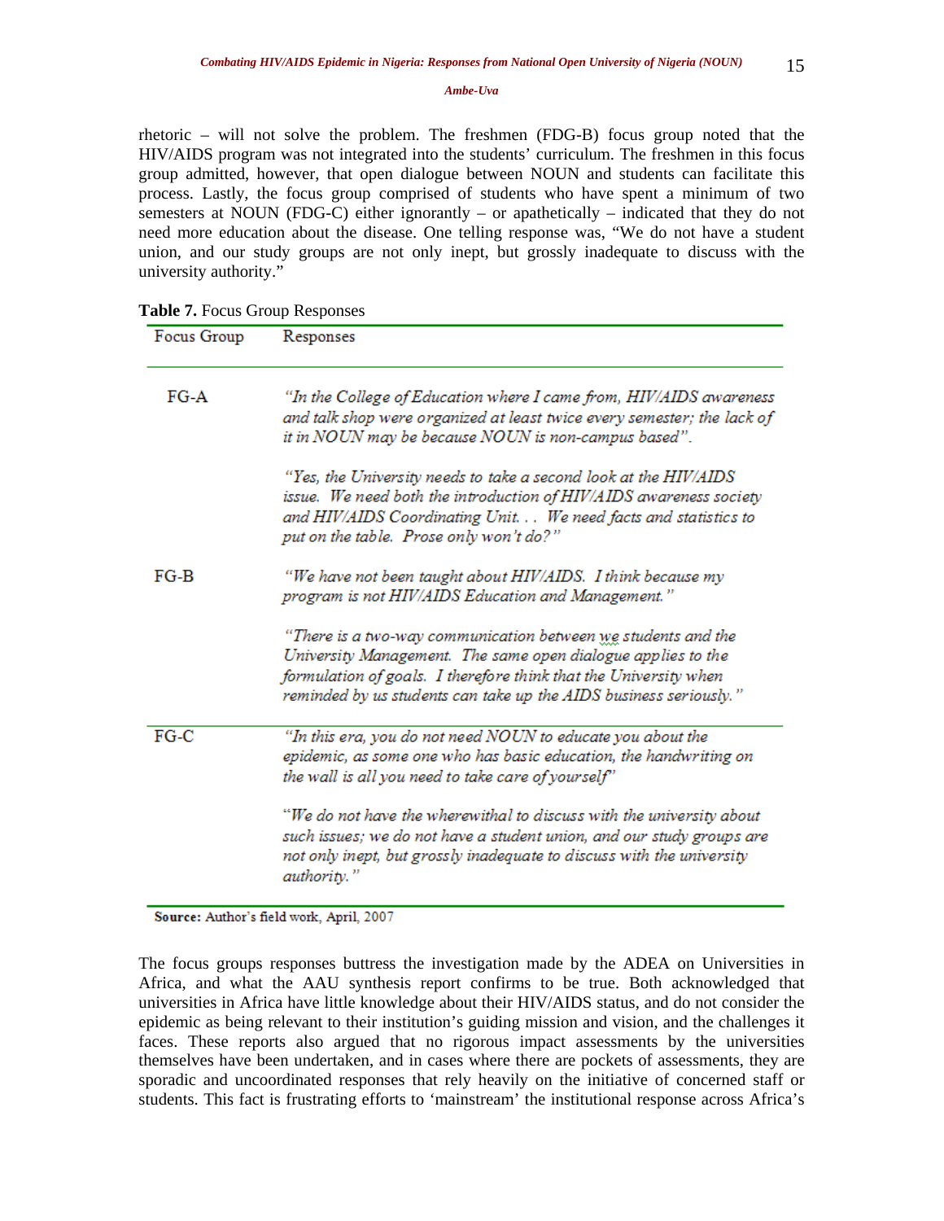rhetoric – will not solve the problem. The freshmen (FDG-B) focus group noted that the HIV/AIDS program was not integrated into the students' curriculum. The freshmen in this focus group admitted, however, that open dialogue between NOUN and students can facilitate this process. Lastly, the focus group comprised of students who have spent a minimum of two semesters at NOUN (FDG-C) either ignorantly – or apathetically – indicated that they do not need more education about the disease. One telling response was, "We do not have a student union, and our study groups are not only inept, but grossly inadequate to discuss with the university authority."

**Table 7.** Focus Group Responses

| Focus Group | Responses |
|---|---|
| FG-A | *"In the College of Education where I came from, HIV/AIDS awareness and talk shop were organized at least twice every semester; the lack of it in NOUN may be because NOUN is non-campus based".* |
| | *"Yes, the University needs to take a second look at the HIV/AIDS issue. We need both the introduction of HIV/AIDS awareness society and HIV/AIDS Coordinating Unit. . . We need facts and statistics to put on the table. Prose only won't do?"* |
| FG-B | *"We have not been taught about HIV/AIDS. I think because my program is not HIV/AIDS Education and Management."* |
| | *"There is a two-way communication between we students and the University Management. The same open dialogue applies to the formulation of goals. I therefore think that the University when reminded by us students can take up the AIDS business seriously."* |
| FG-C | *"In this era, you do not need NOUN to educate you about the epidemic, as some one who has basic education, the handwriting on the wall is all you need to take care of yourself"* |
| | *"We do not have the wherewithal to discuss with the university about such issues; we do not have a student union, and our study groups are not only inept, but grossly inadequate to discuss with the university authority."* |

**Source:** Author's field work, April, 2007

The focus groups responses buttress the investigation made by the ADEA on Universities in Africa, and what the AAU synthesis report confirms to be true. Both acknowledged that universities in Africa have little knowledge about their HIV/AIDS status, and do not consider the epidemic as being relevant to their institution's guiding mission and vision, and the challenges it faces. These reports also argued that no rigorous impact assessments by the universities themselves have been undertaken, and in cases where there are pockets of assessments, they are sporadic and uncoordinated responses that rely heavily on the initiative of concerned staff or students. This fact is frustrating efforts to 'mainstream' the institutional response across Africa's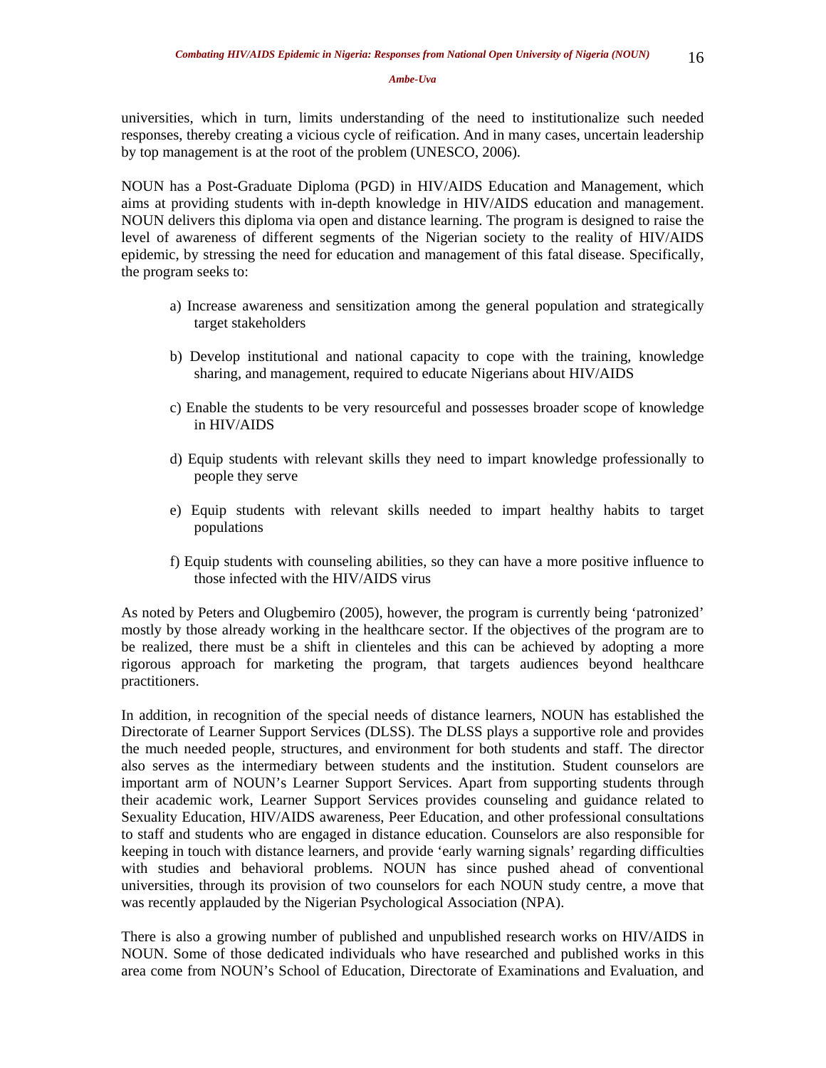universities, which in turn, limits understanding of the need to institutionalize such needed responses, thereby creating a vicious cycle of reification. And in many cases, uncertain leadership by top management is at the root of the problem (UNESCO, 2006).

NOUN has a Post-Graduate Diploma (PGD) in HIV/AIDS Education and Management, which aims at providing students with in-depth knowledge in HIV/AIDS education and management. NOUN delivers this diploma via open and distance learning. The program is designed to raise the level of awareness of different segments of the Nigerian society to the reality of HIV/AIDS epidemic, by stressing the need for education and management of this fatal disease. Specifically, the program seeks to:

a) Increase awareness and sensitization among the general population and strategically target stakeholders

b) Develop institutional and national capacity to cope with the training, knowledge sharing, and management, required to educate Nigerians about HIV/AIDS

c) Enable the students to be very resourceful and possesses broader scope of knowledge in HIV/AIDS

d) Equip students with relevant skills they need to impart knowledge professionally to people they serve

e) Equip students with relevant skills needed to impart healthy habits to target populations

f) Equip students with counseling abilities, so they can have a more positive influence to those infected with the HIV/AIDS virus

As noted by Peters and Olugbemiro (2005), however, the program is currently being 'patronized' mostly by those already working in the healthcare sector. If the objectives of the program are to be realized, there must be a shift in clienteles and this can be achieved by adopting a more rigorous approach for marketing the program, that targets audiences beyond healthcare practitioners.

In addition, in recognition of the special needs of distance learners, NOUN has established the Directorate of Learner Support Services (DLSS). The DLSS plays a supportive role and provides the much needed people, structures, and environment for both students and staff. The director also serves as the intermediary between students and the institution. Student counselors are important arm of NOUN's Learner Support Services. Apart from supporting students through their academic work, Learner Support Services provides counseling and guidance related to Sexuality Education, HIV/AIDS awareness, Peer Education, and other professional consultations to staff and students who are engaged in distance education. Counselors are also responsible for keeping in touch with distance learners, and provide 'early warning signals' regarding difficulties with studies and behavioral problems. NOUN has since pushed ahead of conventional universities, through its provision of two counselors for each NOUN study centre, a move that was recently applauded by the Nigerian Psychological Association (NPA).

There is also a growing number of published and unpublished research works on HIV/AIDS in NOUN. Some of those dedicated individuals who have researched and published works in this area come from NOUN's School of Education, Directorate of Examinations and Evaluation, and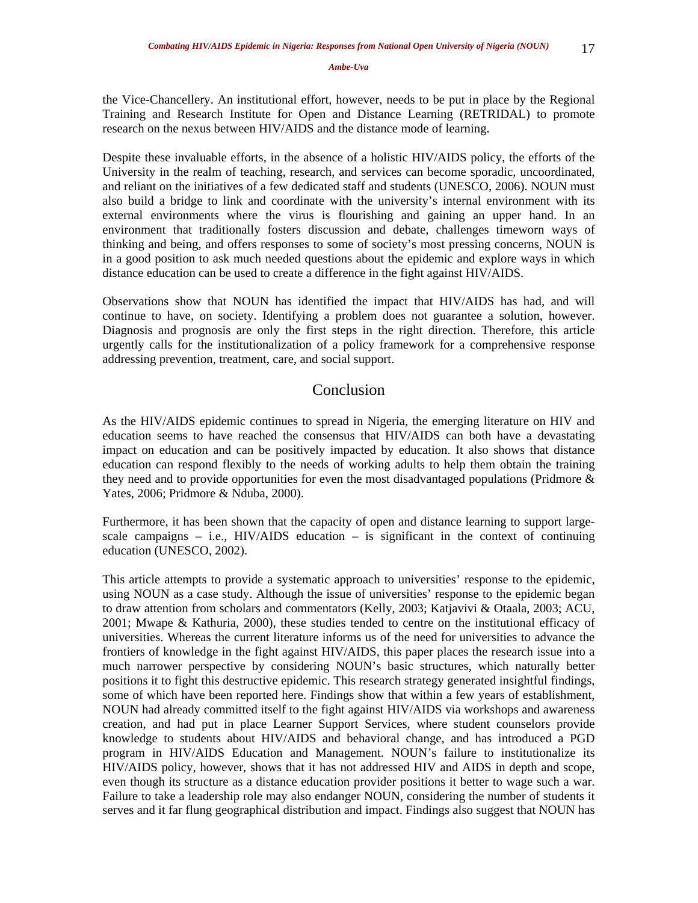the Vice-Chancellery. An institutional effort, however, needs to be put in place by the Regional Training and Research Institute for Open and Distance Learning (RETRIDAL) to promote research on the nexus between HIV/AIDS and the distance mode of learning.

Despite these invaluable efforts, in the absence of a holistic HIV/AIDS policy, the efforts of the University in the realm of teaching, research, and services can become sporadic, uncoordinated, and reliant on the initiatives of a few dedicated staff and students (UNESCO, 2006). NOUN must also build a bridge to link and coordinate with the university's internal environment with its external environments where the virus is flourishing and gaining an upper hand. In an environment that traditionally fosters discussion and debate, challenges timeworn ways of thinking and being, and offers responses to some of society's most pressing concerns, NOUN is in a good position to ask much needed questions about the epidemic and explore ways in which distance education can be used to create a difference in the fight against HIV/AIDS.

Observations show that NOUN has identified the impact that HIV/AIDS has had, and will continue to have, on society. Identifying a problem does not guarantee a solution, however. Diagnosis and prognosis are only the first steps in the right direction. Therefore, this article urgently calls for the institutionalization of a policy framework for a comprehensive response addressing prevention, treatment, care, and social support.

## Conclusion

As the HIV/AIDS epidemic continues to spread in Nigeria, the emerging literature on HIV and education seems to have reached the consensus that HIV/AIDS can both have a devastating impact on education and can be positively impacted by education. It also shows that distance education can respond flexibly to the needs of working adults to help them obtain the training they need and to provide opportunities for even the most disadvantaged populations (Pridmore & Yates, 2006; Pridmore & Nduba, 2000).

Furthermore, it has been shown that the capacity of open and distance learning to support large-scale campaigns – i.e., HIV/AIDS education – is significant in the context of continuing education (UNESCO, 2002).

This article attempts to provide a systematic approach to universities' response to the epidemic, using NOUN as a case study. Although the issue of universities' response to the epidemic began to draw attention from scholars and commentators (Kelly, 2003; Katjavivi & Otaala, 2003; ACU, 2001; Mwape & Kathuria, 2000), these studies tended to centre on the institutional efficacy of universities. Whereas the current literature informs us of the need for universities to advance the frontiers of knowledge in the fight against HIV/AIDS, this paper places the research issue into a much narrower perspective by considering NOUN's basic structures, which naturally better positions it to fight this destructive epidemic. This research strategy generated insightful findings, some of which have been reported here. Findings show that within a few years of establishment, NOUN had already committed itself to the fight against HIV/AIDS via workshops and awareness creation, and had put in place Learner Support Services, where student counselors provide knowledge to students about HIV/AIDS and behavioral change, and has introduced a PGD program in HIV/AIDS Education and Management. NOUN's failure to institutionalize its HIV/AIDS policy, however, shows that it has not addressed HIV and AIDS in depth and scope, even though its structure as a distance education provider positions it better to wage such a war. Failure to take a leadership role may also endanger NOUN, considering the number of students it serves and it far flung geographical distribution and impact. Findings also suggest that NOUN has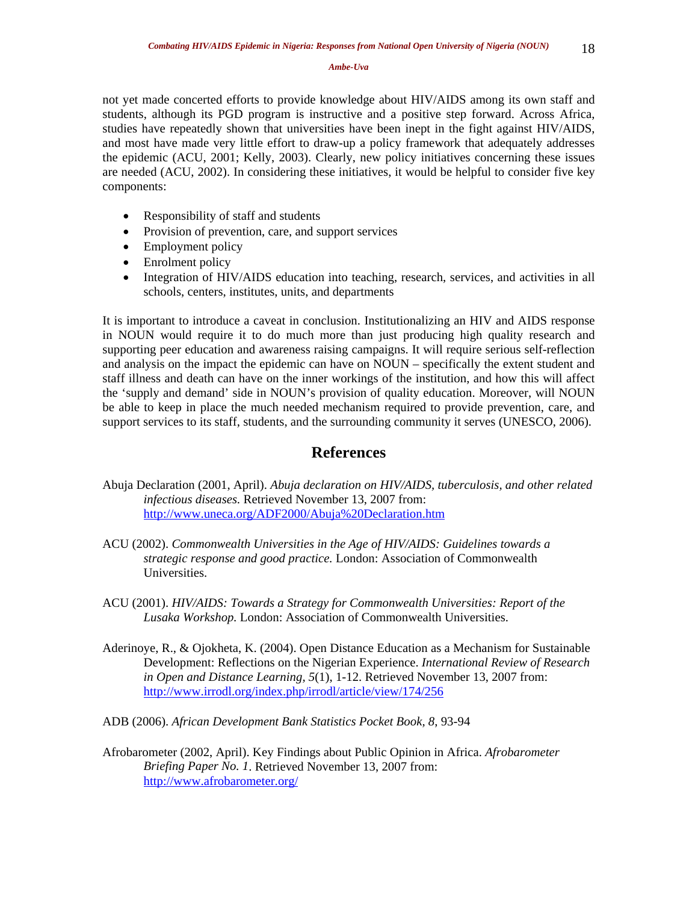not yet made concerted efforts to provide knowledge about HIV/AIDS among its own staff and students, although its PGD program is instructive and a positive step forward. Across Africa, studies have repeatedly shown that universities have been inept in the fight against HIV/AIDS, and most have made very little effort to draw-up a policy framework that adequately addresses the epidemic (ACU, 2001; Kelly, 2003). Clearly, new policy initiatives concerning these issues are needed (ACU, 2002). In considering these initiatives, it would be helpful to consider five key components:

- Responsibility of staff and students
- Provision of prevention, care, and support services
- Employment policy
- Enrolment policy
- Integration of HIV/AIDS education into teaching, research, services, and activities in all schools, centers, institutes, units, and departments

It is important to introduce a caveat in conclusion. Institutionalizing an HIV and AIDS response in NOUN would require it to do much more than just producing high quality research and supporting peer education and awareness raising campaigns. It will require serious self-reflection and analysis on the impact the epidemic can have on NOUN – specifically the extent student and staff illness and death can have on the inner workings of the institution, and how this will affect the 'supply and demand' side in NOUN's provision of quality education. Moreover, will NOUN be able to keep in place the much needed mechanism required to provide prevention, care, and support services to its staff, students, and the surrounding community it serves (UNESCO, 2006).

## References

Abuja Declaration (2001, April). *Abuja declaration on HIV/AIDS, tuberculosis, and other related infectious diseases.* Retrieved November 13, 2007 from: http://www.uneca.org/ADF2000/Abuja%20Declaration.htm

ACU (2002). *Commonwealth Universities in the Age of HIV/AIDS: Guidelines towards a strategic response and good practice.* London: Association of Commonwealth Universities.

ACU (2001). *HIV/AIDS: Towards a Strategy for Commonwealth Universities: Report of the Lusaka Workshop.* London: Association of Commonwealth Universities.

Aderinoye, R., & Ojokheta, K. (2004). Open Distance Education as a Mechanism for Sustainable Development: Reflections on the Nigerian Experience. *International Review of Research in Open and Distance Learning, 5*(1), 1-12. Retrieved November 13, 2007 from: http://www.irrodl.org/index.php/irrodl/article/view/174/256

ADB (2006). *African Development Bank Statistics Pocket Book, 8*, 93-94

Afrobarometer (2002, April). Key Findings about Public Opinion in Africa. *Afrobarometer Briefing Paper No. 1*. Retrieved November 13, 2007 from: http://www.afrobarometer.org/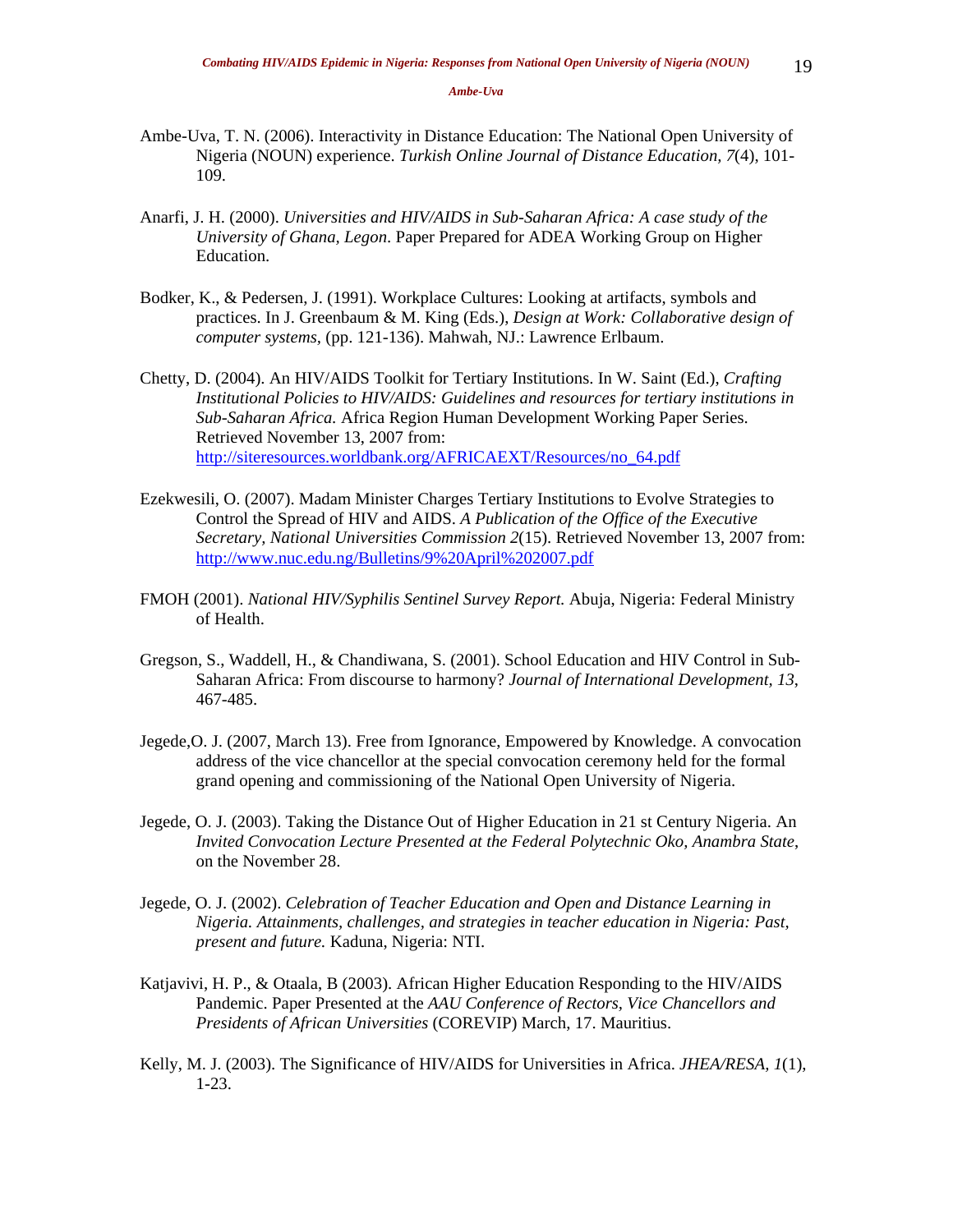Ambe-Uva, T. N. (2006). Interactivity in Distance Education: The National Open University of Nigeria (NOUN) experience. *Turkish Online Journal of Distance Education, 7*(4), 101-109.

Anarfi, J. H. (2000). *Universities and HIV/AIDS in Sub-Saharan Africa: A case study of the University of Ghana, Legon*. Paper Prepared for ADEA Working Group on Higher Education.

Bodker, K., & Pedersen, J. (1991). Workplace Cultures: Looking at artifacts, symbols and practices. In J. Greenbaum & M. King (Eds.), *Design at Work: Collaborative design of computer systems*, (pp. 121-136). Mahwah, NJ.: Lawrence Erlbaum.

Chetty, D. (2004). An HIV/AIDS Toolkit for Tertiary Institutions. In W. Saint (Ed.), *Crafting Institutional Policies to HIV/AIDS: Guidelines and resources for tertiary institutions in Sub-Saharan Africa.* Africa Region Human Development Working Paper Series. Retrieved November 13, 2007 from: http://siteresources.worldbank.org/AFRICAEXT/Resources/no_64.pdf

Ezekwesili, O. (2007). Madam Minister Charges Tertiary Institutions to Evolve Strategies to Control the Spread of HIV and AIDS. *A Publication of the Office of the Executive Secretary, National Universities Commission 2*(15). Retrieved November 13, 2007 from: http://www.nuc.edu.ng/Bulletins/9%20April%202007.pdf

FMOH (2001). *National HIV/Syphilis Sentinel Survey Report.* Abuja, Nigeria: Federal Ministry of Health.

Gregson, S., Waddell, H., & Chandiwana, S. (2001). School Education and HIV Control in Sub-Saharan Africa: From discourse to harmony? *Journal of International Development, 13*, 467-485.

Jegede,O. J. (2007, March 13). Free from Ignorance, Empowered by Knowledge. A convocation address of the vice chancellor at the special convocation ceremony held for the formal grand opening and commissioning of the National Open University of Nigeria.

Jegede, O. J. (2003). Taking the Distance Out of Higher Education in 21 st Century Nigeria. An *Invited Convocation Lecture Presented at the Federal Polytechnic Oko, Anambra State*, on the November 28.

Jegede, O. J. (2002). *Celebration of Teacher Education and Open and Distance Learning in Nigeria. Attainments, challenges, and strategies in teacher education in Nigeria: Past, present and future.* Kaduna, Nigeria: NTI.

Katjavivi, H. P., & Otaala, B (2003). African Higher Education Responding to the HIV/AIDS Pandemic. Paper Presented at the *AAU Conference of Rectors, Vice Chancellors and Presidents of African Universities* (COREVIP) March, 17. Mauritius.

Kelly, M. J. (2003). The Significance of HIV/AIDS for Universities in Africa. *JHEA/RESA, 1*(1), 1-23.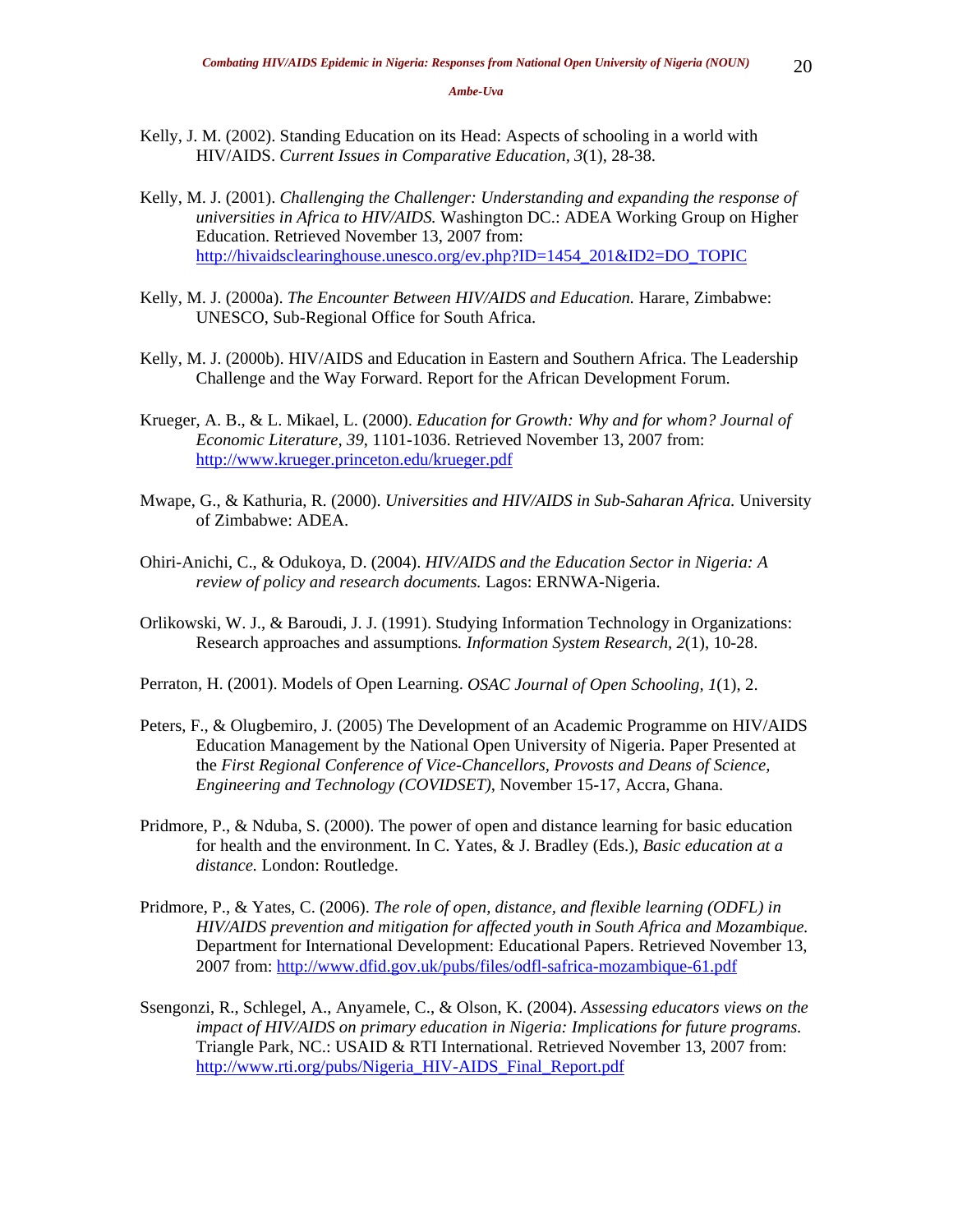Kelly, J. M. (2002). Standing Education on its Head: Aspects of schooling in a world with HIV/AIDS. *Current Issues in Comparative Education, 3*(1), 28-38.

Kelly, M. J. (2001). *Challenging the Challenger: Understanding and expanding the response of universities in Africa to HIV/AIDS.* Washington DC.: ADEA Working Group on Higher Education. Retrieved November 13, 2007 from: http://hivaidsclearinghouse.unesco.org/ev.php?ID=1454_201&ID2=DO_TOPIC

Kelly, M. J. (2000a). *The Encounter Between HIV/AIDS and Education.* Harare, Zimbabwe: UNESCO, Sub-Regional Office for South Africa.

Kelly, M. J. (2000b). HIV/AIDS and Education in Eastern and Southern Africa. The Leadership Challenge and the Way Forward. Report for the African Development Forum.

Krueger, A. B., & L. Mikael, L. (2000). *Education for Growth: Why and for whom? Journal of Economic Literature, 39*, 1101-1036. Retrieved November 13, 2007 from: http://www.krueger.princeton.edu/krueger.pdf

Mwape, G., & Kathuria, R. (2000). *Universities and HIV/AIDS in Sub-Saharan Africa.* University of Zimbabwe: ADEA.

Ohiri-Anichi, C., & Odukoya, D. (2004). *HIV/AIDS and the Education Sector in Nigeria: A review of policy and research documents.* Lagos: ERNWA-Nigeria.

Orlikowski, W. J., & Baroudi, J. J. (1991). Studying Information Technology in Organizations: Research approaches and assumptions*. Information System Research, 2*(1), 10-28.

Perraton, H. (2001). Models of Open Learning. *OSAC Journal of Open Schooling, 1*(1), 2.

Peters, F., & Olugbemiro, J. (2005) The Development of an Academic Programme on HIV/AIDS Education Management by the National Open University of Nigeria. Paper Presented at the *First Regional Conference of Vice-Chancellors, Provosts and Deans of Science, Engineering and Technology (COVIDSET)*, November 15-17, Accra, Ghana.

Pridmore, P., & Nduba, S. (2000). The power of open and distance learning for basic education for health and the environment. In C. Yates, & J. Bradley (Eds.), *Basic education at a distance.* London: Routledge.

Pridmore, P., & Yates, C. (2006). *The role of open, distance, and flexible learning (ODFL) in HIV/AIDS prevention and mitigation for affected youth in South Africa and Mozambique.* Department for International Development: Educational Papers. Retrieved November 13, 2007 from: http://www.dfid.gov.uk/pubs/files/odfl-safrica-mozambique-61.pdf

Ssengonzi, R., Schlegel, A., Anyamele, C., & Olson, K. (2004). *Assessing educators views on the impact of HIV/AIDS on primary education in Nigeria: Implications for future programs.* Triangle Park, NC.: USAID & RTI International. Retrieved November 13, 2007 from: http://www.rti.org/pubs/Nigeria_HIV-AIDS_Final_Report.pdf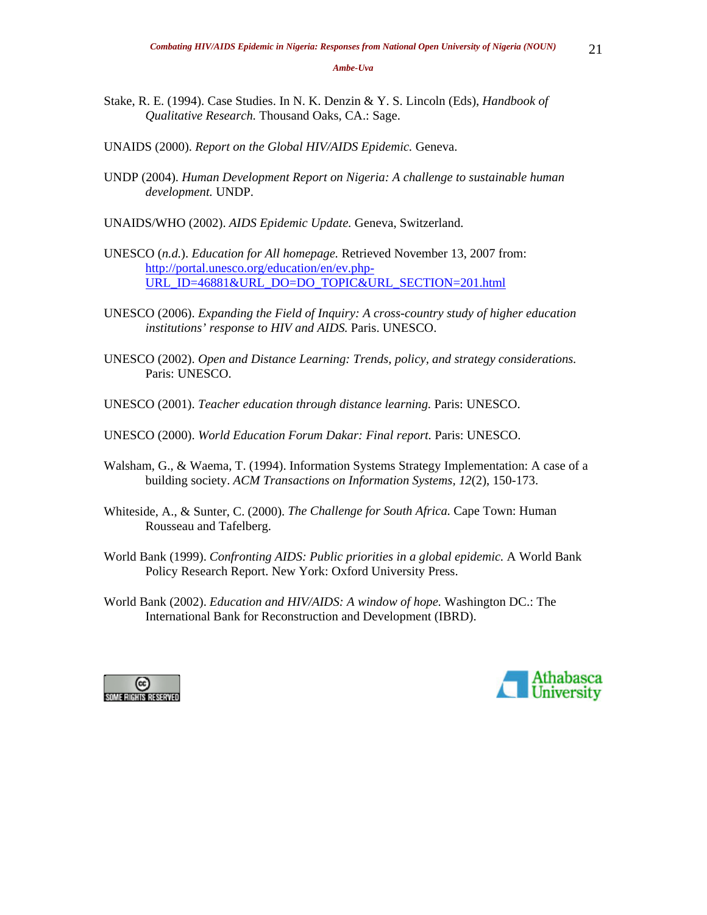Stake, R. E. (1994). Case Studies. In N. K. Denzin & Y. S. Lincoln (Eds), *Handbook of Qualitative Research.* Thousand Oaks, CA.: Sage.

UNAIDS (2000). *Report on the Global HIV/AIDS Epidemic.* Geneva.

UNDP (2004). *Human Development Report on Nigeria: A challenge to sustainable human development.* UNDP.

UNAIDS/WHO (2002). *AIDS Epidemic Update.* Geneva, Switzerland.

UNESCO (*n.d.*). *Education for All homepage.* Retrieved November 13, 2007 from: http://portal.unesco.org/education/en/ev.php-URL_ID=46881&URL_DO=DO_TOPIC&URL_SECTION=201.html

UNESCO (2006). *Expanding the Field of Inquiry: A cross-country study of higher education institutions' response to HIV and AIDS.* Paris. UNESCO.

UNESCO (2002). *Open and Distance Learning: Trends, policy, and strategy considerations.* Paris: UNESCO.

UNESCO (2001). *Teacher education through distance learning.* Paris: UNESCO.

UNESCO (2000). *World Education Forum Dakar: Final report.* Paris: UNESCO.

Walsham, G., & Waema, T. (1994). Information Systems Strategy Implementation: A case of a building society. *ACM Transactions on Information Systems, 12*(2), 150-173.

Whiteside, A., & Sunter, C. (2000). *The Challenge for South Africa.* Cape Town: Human Rousseau and Tafelberg.

World Bank (1999). *Confronting AIDS: Public priorities in a global epidemic.* A World Bank Policy Research Report. New York: Oxford University Press.

World Bank (2002). *Education and HIV/AIDS: A window of hope.* Washington DC.: The International Bank for Reconstruction and Development (IBRD).